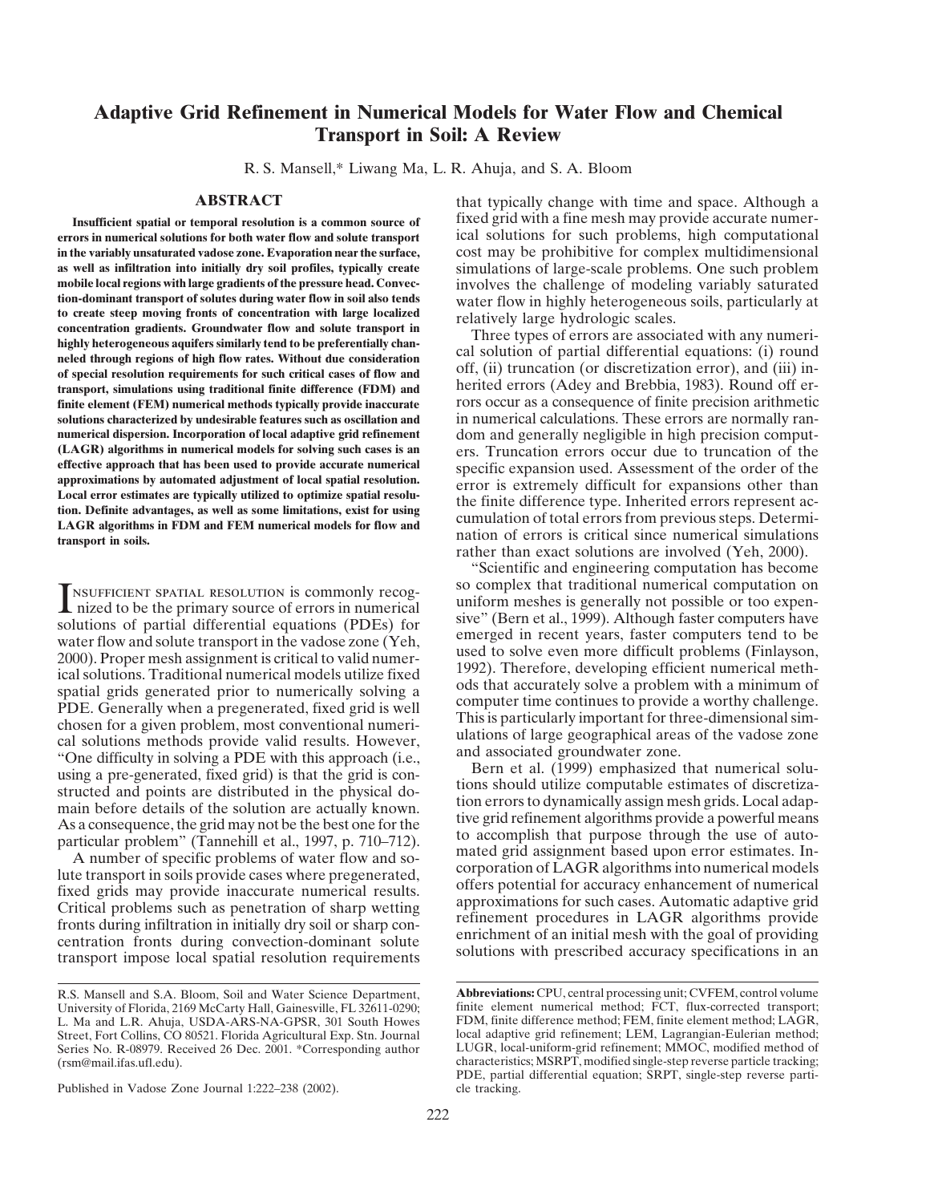# Adaptive Grid Refinement in Numerical Models for Water Flow and Chemical Transport in Soil: A Review

R. S. Mansell,* Liwang Ma, L. R. Ahuja, and S. A. Bloom

## ABSTRACT

**Insufficient spatial or temporal resolution is a common source of errors in numerical solutions for both water flow and solute transport in the variably unsaturated vadose zone. Evaporation near the surface, as well as infiltration into initially dry soil profiles, typically create mobile local regions with large gradients of the pressure head. Convection-dominant transport of solutes during water flow in soil also tends to create steep moving fronts of concentration with large localized concentration gradients. Groundwater flow and solute transport in highly heterogeneous aquifers similarly tend to be preferentially channeled through regions of high flow rates. Without due consideration of special resolution requirements for such critical cases of flow and transport, simulations using traditional finite difference (FDM) and finite element (FEM) numerical methods typically provide inaccurate solutions characterized by undesirable features such as oscillation and numerical dispersion. Incorporation of local adaptive grid refinement (LAGR) algorithms in numerical models for solving such cases is an effective approach that has been used to provide accurate numerical approximations by automated adjustment of local spatial resolution. Local error estimates are typically utilized to optimize spatial resolution. Definite advantages, as well as some limitations, exist for using LAGR algorithms in FDM and FEM numerical models for flow and transport in soils.**

Insufficient spatial resolution is commonly recognized to be the primary source of errors in numerical solutions of partial differential equations (PDEs) for water flow and solute transport in the vadose zone (Yeh, 2000). Proper mesh assignment is critical to valid numerical solutions. Traditional numerical models utilize fixed spatial grids generated prior to numerically solving a PDE. Generally when a pregenerated, fixed grid is well chosen for a given problem, most conventional numerical solutions methods provide valid results. However, "One difficulty in solving a PDE with this approach (i.e., using a pre-generated, fixed grid) is that the grid is constructed and points are distributed in the physical domain before details of the solution are actually known. As a consequence, the grid may not be the best one for the particular problem" (Tannehill et al., 1997, p. 710–712).

A number of specific problems of water flow and solute transport in soils provide cases where pregenerated, fixed grids may provide inaccurate numerical results. Critical problems such as penetration of sharp wetting fronts during infiltration in initially dry soil or sharp concentration fronts during convection-dominant solute transport impose local spatial resolution requirements that typically change with time and space. Although a fixed grid with a fine mesh may provide accurate numerical solutions for such problems, high computational cost may be prohibitive for complex multidimensional simulations of large-scale problems. One such problem involves the challenge of modeling variably saturated water flow in highly heterogeneous soils, particularly at relatively large hydrologic scales.

Three types of errors are associated with any numerical solution of partial differential equations: (i) round off, (ii) truncation (or discretization error), and (iii) inherited errors (Adey and Brebbia, 1983). Round off errors occur as a consequence of finite precision arithmetic in numerical calculations. These errors are normally random and generally negligible in high precision computers. Truncation errors occur due to truncation of the specific expansion used. Assessment of the order of the error is extremely difficult for expansions other than the finite difference type. Inherited errors represent accumulation of total errors from previous steps. Determination of errors is critical since numerical simulations rather than exact solutions are involved (Yeh, 2000).

"Scientific and engineering computation has become so complex that traditional numerical computation on uniform meshes is generally not possible or too expensive" (Bern et al., 1999). Although faster computers have emerged in recent years, faster computers tend to be used to solve even more difficult problems (Finlayson, 1992). Therefore, developing efficient numerical methods that accurately solve a problem with a minimum of computer time continues to provide a worthy challenge. This is particularly important for three-dimensional simulations of large geographical areas of the vadose zone and associated groundwater zone.

Bern et al. (1999) emphasized that numerical solutions should utilize computable estimates of discretization errors to dynamically assign mesh grids. Local adaptive grid refinement algorithms provide a powerful means to accomplish that purpose through the use of automated grid assignment based upon error estimates. Incorporation of LAGR algorithms into numerical models offers potential for accuracy enhancement of numerical approximations for such cases. Automatic adaptive grid refinement procedures in LAGR algorithms provide enrichment of an initial mesh with the goal of providing solutions with prescribed accuracy specifications in an

R.S. Mansell and S.A. Bloom, Soil and Water Science Department, University of Florida, 2169 McCarty Hall, Gainesville, FL 32611-0290; L. Ma and L.R. Ahuja, USDA-ARS-NA-GPSR, 301 South Howes Street, Fort Collins, CO 80521. Florida Agricultural Exp. Stn. Journal Series No. R-08979. Received 26 Dec. 2001. *Corresponding author (rsm@mail.ifas.ufl.edu).

Published in Vadose Zone Journal 1:222–238 (2002).

**Abbreviations:** CPU, central processing unit; CVFEM, control volume finite element numerical method; FCT, flux-corrected transport; FDM, finite difference method; FEM, finite element method; LAGR, local adaptive grid refinement; LEM, Lagrangian-Eulerian method; LUGR, local-uniform-grid refinement; MMOC, modified method of characteristics; MSRPT, modified single-step reverse particle tracking; PDE, partial differential equation; SRPT, single-step reverse particle tracking.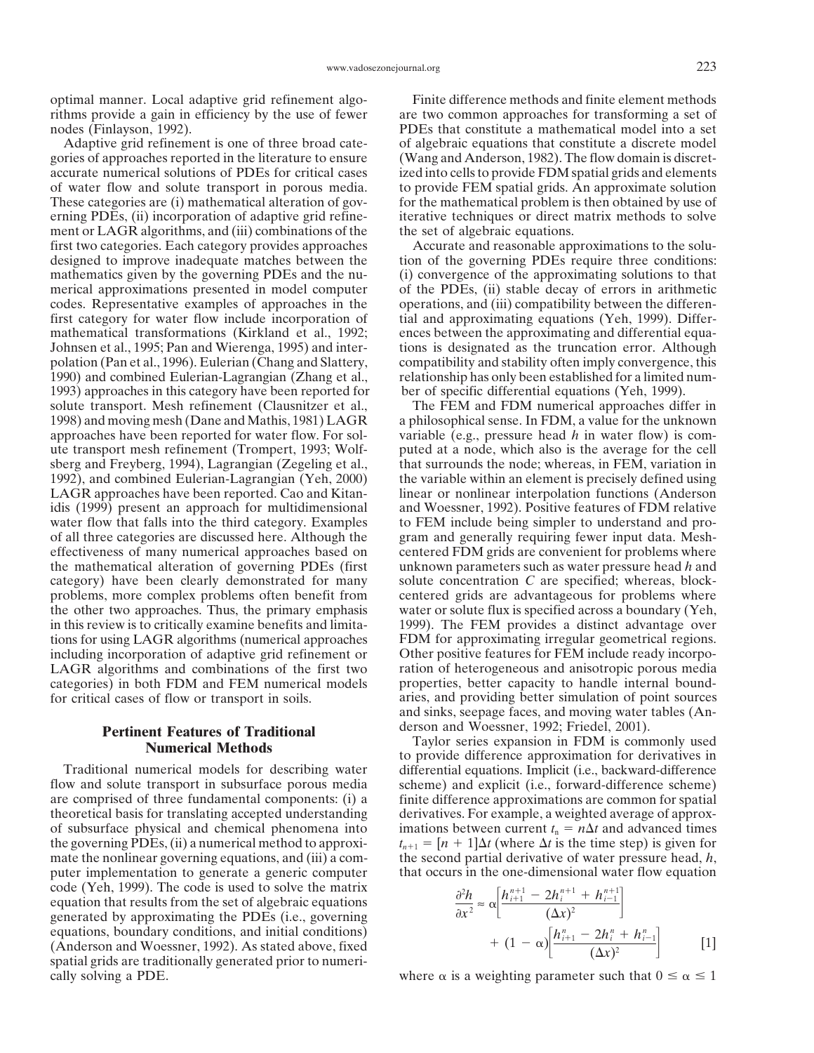optimal manner. Local adaptive grid refinement algorithms provide a gain in efficiency by the use of fewer nodes (Finlayson, 1992).

Adaptive grid refinement is one of three broad categories of approaches reported in the literature to ensure accurate numerical solutions of PDEs for critical cases of water flow and solute transport in porous media. These categories are (i) mathematical alteration of governing PDEs, (ii) incorporation of adaptive grid refinement or LAGR algorithms, and (iii) combinations of the first two categories. Each category provides approaches designed to improve inadequate matches between the mathematics given by the governing PDEs and the numerical approximations presented in model computer codes. Representative examples of approaches in the first category for water flow include incorporation of mathematical transformations (Kirkland et al., 1992; Johnsen et al., 1995; Pan and Wierenga, 1995) and interpolation (Pan et al., 1996). Eulerian (Chang and Slattery, 1990) and combined Eulerian-Lagrangian (Zhang et al., 1993) approaches in this category have been reported for solute transport. Mesh refinement (Clausnitzer et al., 1998) and moving mesh (Dane and Mathis, 1981) LAGR approaches have been reported for water flow. For solute transport mesh refinement (Trompert, 1993; Wolfsberg and Freyberg, 1994), Lagrangian (Zegeling et al., 1992), and combined Eulerian-Lagrangian (Yeh, 2000) LAGR approaches have been reported. Cao and Kitanidis (1999) present an approach for multidimensional water flow that falls into the third category. Examples of all three categories are discussed here. Although the effectiveness of many numerical approaches based on the mathematical alteration of governing PDEs (first category) have been clearly demonstrated for many problems, more complex problems often benefit from the other two approaches. Thus, the primary emphasis in this review is to critically examine benefits and limitations for using LAGR algorithms (numerical approaches including incorporation of adaptive grid refinement or LAGR algorithms and combinations of the first two categories) in both FDM and FEM numerical models for critical cases of flow or transport in soils.

## Pertinent Features of Traditional Numerical Methods

Traditional numerical models for describing water flow and solute transport in subsurface porous media are comprised of three fundamental components: (i) a theoretical basis for translating accepted understanding of subsurface physical and chemical phenomena into the governing PDEs, (ii) a numerical method to approximate the nonlinear governing equations, and (iii) a computer implementation to generate a generic computer code (Yeh, 1999). The code is used to solve the matrix equation that results from the set of algebraic equations generated by approximating the PDEs (i.e., governing equations, boundary conditions, and initial conditions) (Anderson and Woessner, 1992). As stated above, fixed spatial grids are traditionally generated prior to numerically solving a PDE.

Finite difference methods and finite element methods are two common approaches for transforming a set of PDEs that constitute a mathematical model into a set of algebraic equations that constitute a discrete model (Wang and Anderson, 1982). The flow domain is discretized into cells to provide FDM spatial grids and elements to provide FEM spatial grids. An approximate solution for the mathematical problem is then obtained by use of iterative techniques or direct matrix methods to solve the set of algebraic equations.

Accurate and reasonable approximations to the solution of the governing PDEs require three conditions: (i) convergence of the approximating solutions to that of the PDEs, (ii) stable decay of errors in arithmetic operations, and (iii) compatibility between the differential and approximating equations (Yeh, 1999). Differences between the approximating and differential equations is designated as the truncation error. Although compatibility and stability often imply convergence, this relationship has only been established for a limited number of specific differential equations (Yeh, 1999).

The FEM and FDM numerical approaches differ in a philosophical sense. In FDM, a value for the unknown variable (e.g., pressure head $h$ in water flow) is computed at a node, which also is the average for the cell that surrounds the node; whereas, in FEM, variation in the variable within an element is precisely defined using linear or nonlinear interpolation functions (Anderson and Woessner, 1992). Positive features of FDM relative to FEM include being simpler to understand and program and generally requiring fewer input data. Mesh-centered FDM grids are convenient for problems where unknown parameters such as water pressure head $h$ and solute concentration $C$ are specified; whereas, block-centered grids are advantageous for problems where water or solute flux is specified across a boundary (Yeh, 1999). The FEM provides a distinct advantage over FDM for approximating irregular geometrical regions. Other positive features for FEM include ready incorporation of heterogeneous and anisotropic porous media properties, better capacity to handle internal boundaries, and providing better simulation of point sources and sinks, seepage faces, and moving water tables (Anderson and Woessner, 1992; Friedel, 2001).

Taylor series expansion in FDM is commonly used to provide difference approximation for derivatives in differential equations. Implicit (i.e., backward-difference scheme) and explicit (i.e., forward-difference scheme) finite difference approximations are common for spatial derivatives. For example, a weighted average of approximations between current $t_n = n\Delta t$ and advanced times $t_{n+1} = [n + 1]\Delta t$ (where $\Delta t$ is the time step) is given for the second partial derivative of water pressure head, $h$, that occurs in the one-dimensional water flow equation

$$\frac{\partial^2 h}{\partial x^2} \approx \alpha\left[\frac{h_{i+1}^{n+1} - 2h_i^{n+1} + h_{i-1}^{n+1}}{(\Delta x)^2}\right] + (1 - \alpha)\left[\frac{h_{i+1}^{n} - 2h_i^{n} + h_{i-1}^{n}}{(\Delta x)^2}\right] \qquad [1]$$

where $\alpha$ is a weighting parameter such that $0 \leq \alpha \leq 1$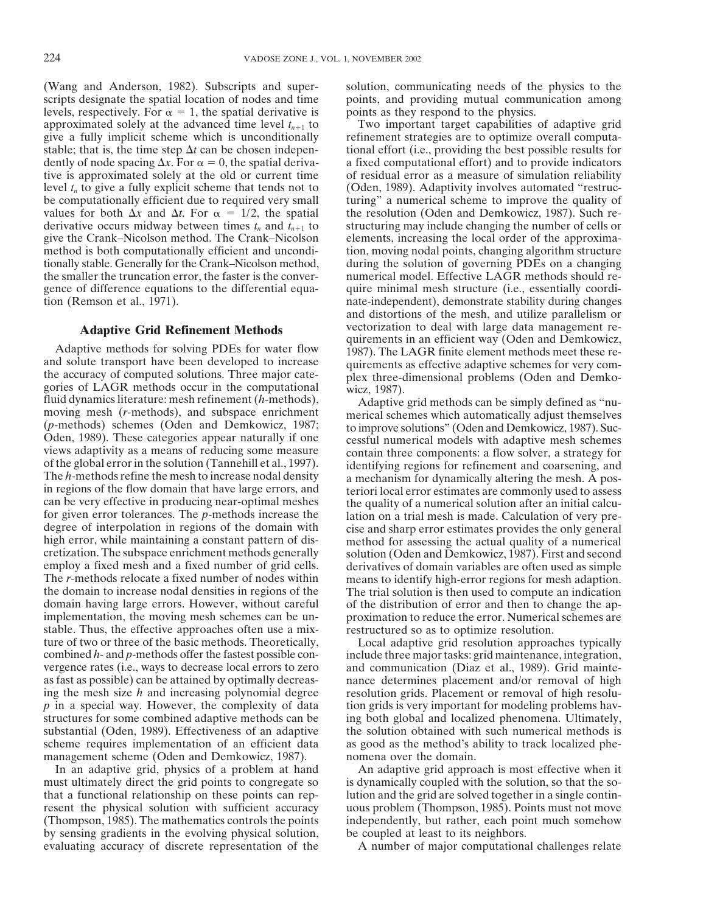(Wang and Anderson, 1982). Subscripts and superscripts designate the spatial location of nodes and time levels, respectively. For $\alpha = 1$, the spatial derivative is approximated solely at the advanced time level $t_{n+1}$ to give a fully implicit scheme which is unconditionally stable; that is, the time step $\Delta t$ can be chosen independently of node spacing $\Delta x$. For $\alpha = 0$, the spatial derivative is approximated solely at the old or current time level $t_n$ to give a fully explicit scheme that tends not to be computationally efficient due to required very small values for both $\Delta x$ and $\Delta t$. For $\alpha = 1/2$, the spatial derivative occurs midway between times $t_n$ and $t_{n+1}$ to give the Crank–Nicolson method. The Crank–Nicolson method is both computationally efficient and unconditionally stable. Generally for the Crank–Nicolson method, the smaller the truncation error, the faster is the convergence of difference equations to the differential equation (Remson et al., 1971).

## Adaptive Grid Refinement Methods

Adaptive methods for solving PDEs for water flow and solute transport have been developed to increase the accuracy of computed solutions. Three major categories of LAGR methods occur in the computational fluid dynamics literature: mesh refinement (*h*-methods), moving mesh (*r*-methods), and subspace enrichment (*p*-methods) schemes (Oden and Demkowicz, 1987; Oden, 1989). These categories appear naturally if one views adaptivity as a means of reducing some measure of the global error in the solution (Tannehill et al., 1997). The *h*-methods refine the mesh to increase nodal density in regions of the flow domain that have large errors, and can be very effective in producing near-optimal meshes for given error tolerances. The *p*-methods increase the degree of interpolation in regions of the domain with high error, while maintaining a constant pattern of discretization. The subspace enrichment methods generally employ a fixed mesh and a fixed number of grid cells. The *r*-methods relocate a fixed number of nodes within the domain to increase nodal densities in regions of the domain having large errors. However, without careful implementation, the moving mesh schemes can be unstable. Thus, the effective approaches often use a mixture of two or three of the basic methods. Theoretically, combined *h*- and *p*-methods offer the fastest possible convergence rates (i.e., ways to decrease local errors to zero as fast as possible) can be attained by optimally decreasing the mesh size *h* and increasing polynomial degree *p* in a special way. However, the complexity of data structures for some combined adaptive methods can be substantial (Oden, 1989). Effectiveness of an adaptive scheme requires implementation of an efficient data management scheme (Oden and Demkowicz, 1987).

In an adaptive grid, physics of a problem at hand must ultimately direct the grid points to congregate so that a functional relationship on these points can represent the physical solution with sufficient accuracy (Thompson, 1985). The mathematics controls the points by sensing gradients in the evolving physical solution, evaluating accuracy of discrete representation of the solution, communicating needs of the physics to the points, and providing mutual communication among points as they respond to the physics.

Two important target capabilities of adaptive grid refinement strategies are to optimize overall computational effort (i.e., providing the best possible results for a fixed computational effort) and to provide indicators of residual error as a measure of simulation reliability (Oden, 1989). Adaptivity involves automated "restructuring" a numerical scheme to improve the quality of the resolution (Oden and Demkowicz, 1987). Such restructuring may include changing the number of cells or elements, increasing the local order of the approximation, moving nodal points, changing algorithm structure during the solution of governing PDEs on a changing numerical model. Effective LAGR methods should require minimal mesh structure (i.e., essentially coordinate-independent), demonstrate stability during changes and distortions of the mesh, and utilize parallelism or vectorization to deal with large data management requirements in an efficient way (Oden and Demkowicz, 1987). The LAGR finite element methods meet these requirements as effective adaptive schemes for very complex three-dimensional problems (Oden and Demkowicz, 1987).

Adaptive grid methods can be simply defined as "numerical schemes which automatically adjust themselves to improve solutions" (Oden and Demkowicz, 1987). Successful numerical models with adaptive mesh schemes contain three components: a flow solver, a strategy for identifying regions for refinement and coarsening, and a mechanism for dynamically altering the mesh. A posteriori local error estimates are commonly used to assess the quality of a numerical solution after an initial calculation on a trial mesh is made. Calculation of very precise and sharp error estimates provides the only general method for assessing the actual quality of a numerical solution (Oden and Demkowicz, 1987). First and second derivatives of domain variables are often used as simple means to identify high-error regions for mesh adaption. The trial solution is then used to compute an indication of the distribution of error and then to change the approximation to reduce the error. Numerical schemes are restructured so as to optimize resolution.

Local adaptive grid resolution approaches typically include three major tasks: grid maintenance, integration, and communication (Diaz et al., 1989). Grid maintenance determines placement and/or removal of high resolution grids. Placement or removal of high resolution grids is very important for modeling problems having both global and localized phenomena. Ultimately, the solution obtained with such numerical methods is as good as the method's ability to track localized phenomena over the domain.

An adaptive grid approach is most effective when it is dynamically coupled with the solution, so that the solution and the grid are solved together in a single continuous problem (Thompson, 1985). Points must not move independently, but rather, each point much somehow be coupled at least to its neighbors.

A number of major computational challenges relate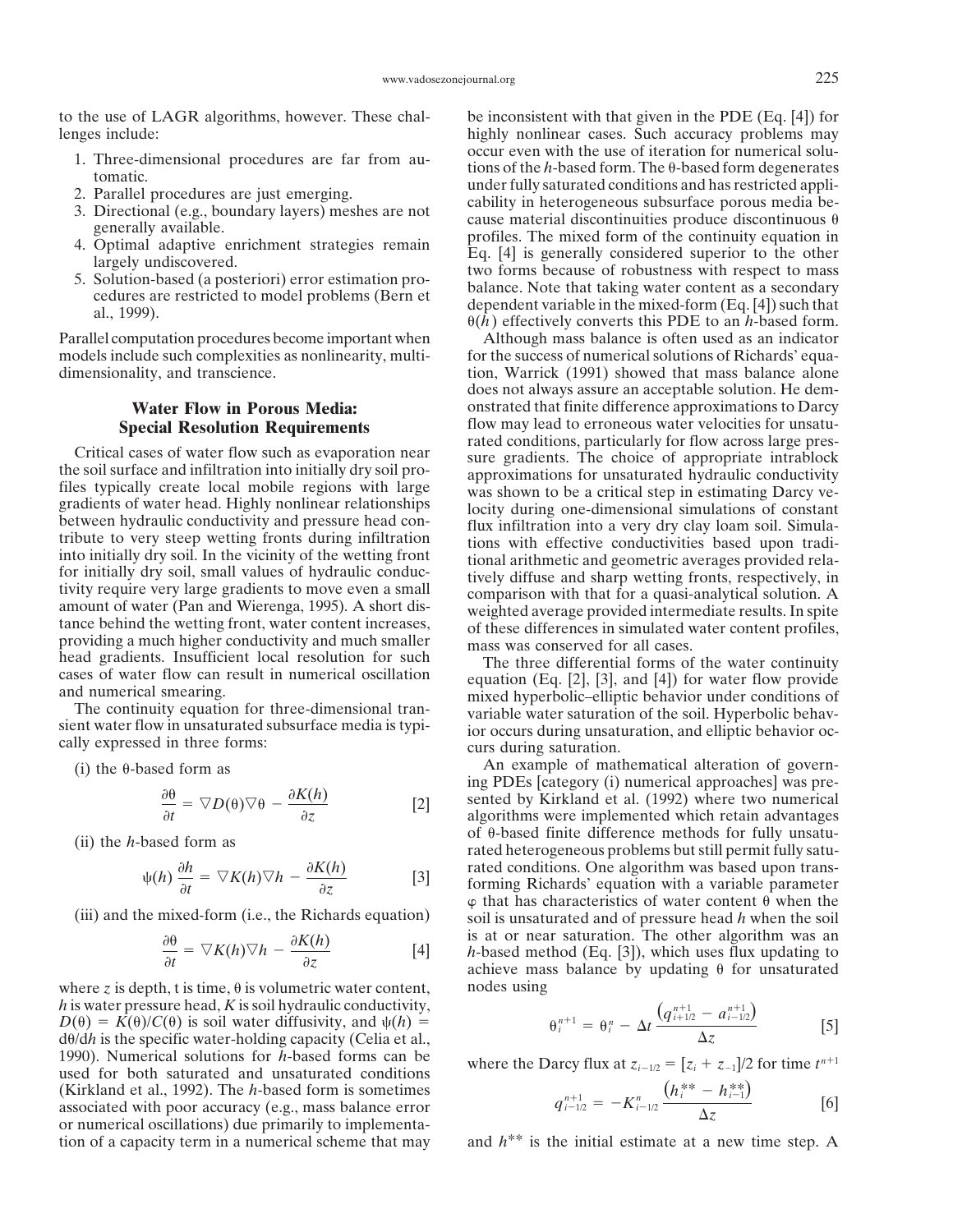to the use of LAGR algorithms, however. These challenges include:

1. Three-dimensional procedures are far from automatic.
2. Parallel procedures are just emerging.
3. Directional (e.g., boundary layers) meshes are not generally available.
4. Optimal adaptive enrichment strategies remain largely undiscovered.
5. Solution-based (a posteriori) error estimation procedures are restricted to model problems (Bern et al., 1999).

Parallel computation procedures become important when models include such complexities as nonlinearity, multidimensionality, and transcience.

## Water Flow in Porous Media: Special Resolution Requirements

Critical cases of water flow such as evaporation near the soil surface and infiltration into initially dry soil profiles typically create local mobile regions with large gradients of water head. Highly nonlinear relationships between hydraulic conductivity and pressure head contribute to very steep wetting fronts during infiltration into initially dry soil. In the vicinity of the wetting front for initially dry soil, small values of hydraulic conductivity require very large gradients to move even a small amount of water (Pan and Wierenga, 1995). A short distance behind the wetting front, water content increases, providing a much higher conductivity and much smaller head gradients. Insufficient local resolution for such cases of water flow can result in numerical oscillation and numerical smearing.

The continuity equation for three-dimensional transient water flow in unsaturated subsurface media is typically expressed in three forms:

(i) the θ-based form as

$$\frac{\partial \theta}{\partial t} = \nabla D(\theta)\nabla\theta - \frac{\partial K(h)}{\partial z} \qquad [2]$$

(ii) the $h$-based form as

$$\psi(h)\frac{\partial h}{\partial t} = \nabla K(h)\nabla h - \frac{\partial K(h)}{\partial z} \qquad [3]$$

(iii) and the mixed-form (i.e., the Richards equation)

$$\frac{\partial \theta}{\partial t} = \nabla K(h)\nabla h - \frac{\partial K(h)}{\partial z} \qquad [4]$$

where $z$ is depth, t is time, θ is volumetric water content, $h$ is water pressure head, $K$ is soil hydraulic conductivity, $D(\theta) = K(\theta)/C(\theta)$ is soil water diffusivity, and $\psi(h) = d\theta/dh$ is the specific water-holding capacity (Celia et al., 1990). Numerical solutions for $h$-based forms can be used for both saturated and unsaturated conditions (Kirkland et al., 1992). The $h$-based form is sometimes associated with poor accuracy (e.g., mass balance error or numerical oscillations) due primarily to implementation of a capacity term in a numerical scheme that may be inconsistent with that given in the PDE (Eq. [4]) for highly nonlinear cases. Such accuracy problems may occur even with the use of iteration for numerical solutions of the $h$-based form. The θ-based form degenerates under fully saturated conditions and has restricted applicability in heterogeneous subsurface porous media because material discontinuities produce discontinuous θ profiles. The mixed form of the continuity equation in Eq. [4] is generally considered superior to the other two forms because of robustness with respect to mass balance. Note that taking water content as a secondary dependent variable in the mixed-form (Eq. [4]) such that $\theta(h)$ effectively converts this PDE to an $h$-based form.

Although mass balance is often used as an indicator for the success of numerical solutions of Richards' equation, Warrick (1991) showed that mass balance alone does not always assure an acceptable solution. He demonstrated that finite difference approximations to Darcy flow may lead to erroneous water velocities for unsaturated conditions, particularly for flow across large pressure gradients. The choice of appropriate intrablock approximations for unsaturated hydraulic conductivity was shown to be a critical step in estimating Darcy velocity during one-dimensional simulations of constant flux infiltration into a very dry clay loam soil. Simulations with effective conductivities based upon traditional arithmetic and geometric averages provided relatively diffuse and sharp wetting fronts, respectively, in comparison with that for a quasi-analytical solution. A weighted average provided intermediate results. In spite of these differences in simulated water content profiles, mass was conserved for all cases.

The three differential forms of the water continuity equation (Eq. [2], [3], and [4]) for water flow provide mixed hyperbolic–elliptic behavior under conditions of variable water saturation of the soil. Hyperbolic behavior occurs during unsaturation, and elliptic behavior occurs during saturation.

An example of mathematical alteration of governing PDEs [category (i) numerical approaches] was presented by Kirkland et al. (1992) where two numerical algorithms were implemented which retain advantages of θ-based finite difference methods for fully unsaturated heterogeneous problems but still permit fully saturated conditions. One algorithm was based upon transforming Richards' equation with a variable parameter φ that has characteristics of water content θ when the soil is unsaturated and of pressure head $h$ when the soil is at or near saturation. The other algorithm was an $h$-based method (Eq. [3]), which uses flux updating to achieve mass balance by updating θ for unsaturated nodes using

$$\theta_i^{n+1} = \theta_i^n - \Delta t\,\frac{\left(q_{i+1/2}^{n+1} - a_{i-1/2}^{n+1}\right)}{\Delta z} \qquad [5]$$

where the Darcy flux at $z_{i-1/2} = [z_i + z_{-1}]/2$ for time $t^{n+1}$

$$q_{i-1/2}^{n+1} = -K_{i-1/2}^n\,\frac{\left(h_i^{**} - h_{i-1}^{**}\right)}{\Delta z} \qquad [6]$$

and $h^{**}$ is the initial estimate at a new time step. A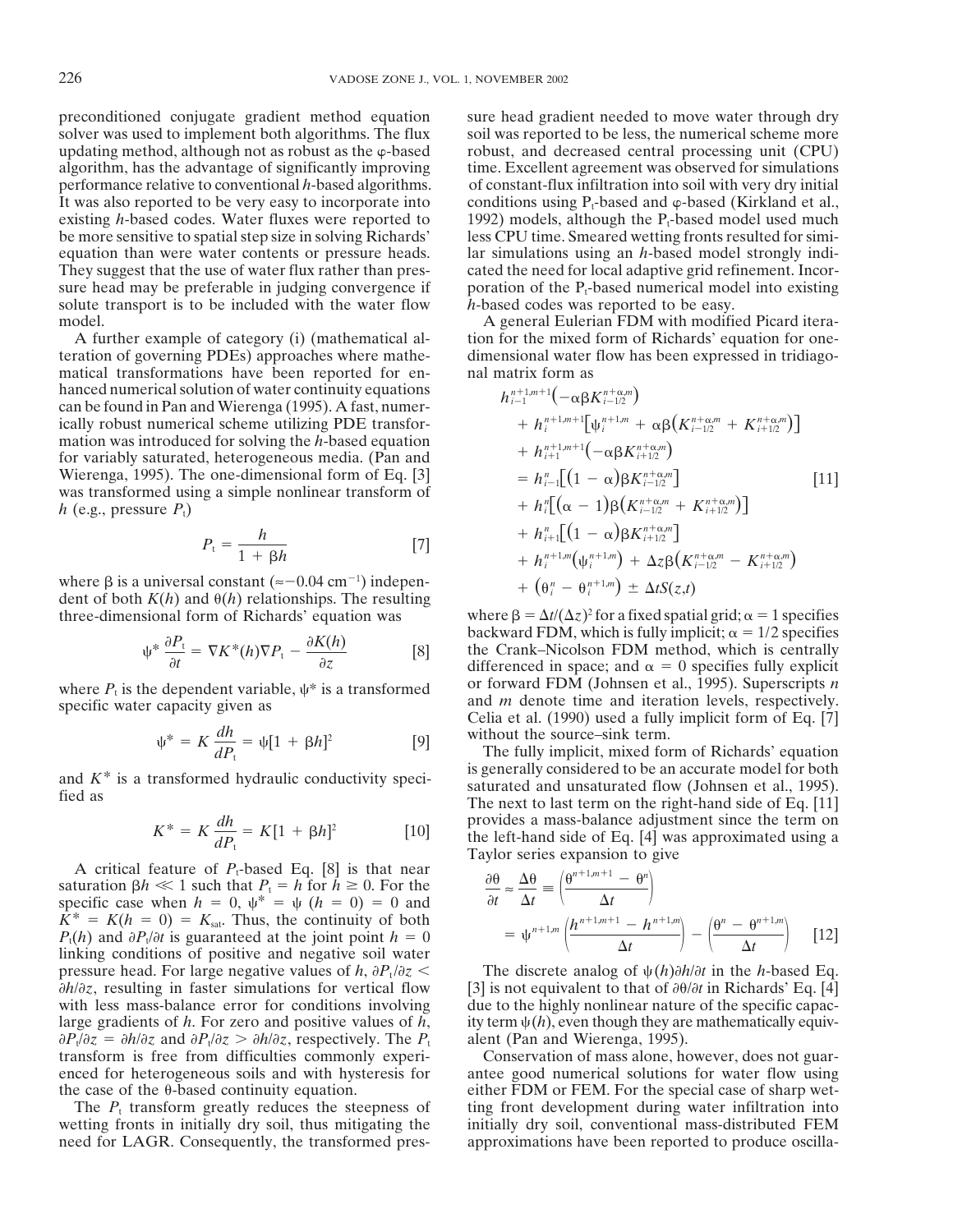preconditioned conjugate gradient method equation solver was used to implement both algorithms. The flux updating method, although not as robust as the φ-based algorithm, has the advantage of significantly improving performance relative to conventional $h$-based algorithms. It was also reported to be very easy to incorporate into existing $h$-based codes. Water fluxes were reported to be more sensitive to spatial step size in solving Richards' equation than were water contents or pressure heads. They suggest that the use of water flux rather than pressure head may be preferable in judging convergence if solute transport is to be included with the water flow model.

A further example of category (i) (mathematical alteration of governing PDEs) approaches where mathematical transformations have been reported for enhanced numerical solution of water continuity equations can be found in Pan and Wierenga (1995). A fast, numerically robust numerical scheme utilizing PDE transformation was introduced for solving the $h$-based equation for variably saturated, heterogeneous media. (Pan and Wierenga, 1995). The one-dimensional form of Eq. [3] was transformed using a simple nonlinear transform of $h$ (e.g., pressure $P_t$)

$$P_t = \frac{h}{1 + \beta h} \qquad [7]$$

where $\beta$ is a universal constant ($\approx -0.04$ cm$^{-1}$) independent of both $K(h)$ and $\theta(h)$ relationships. The resulting three-dimensional form of Richards' equation was

$$\psi^* \frac{\partial P_t}{\partial t} = \nabla K^*(h)\nabla P_t - \frac{\partial K(h)}{\partial z} \qquad [8]$$

where $P_t$ is the dependent variable, $\psi^*$ is a transformed specific water capacity given as

$$\psi^* = K\frac{dh}{dP_t} = \psi[1 + \beta h]^2 \qquad [9]$$

and $K^*$ is a transformed hydraulic conductivity specified as

$$K^* = K\frac{dh}{dP_t} = K[1 + \beta h]^2 \qquad [10]$$

A critical feature of $P_t$-based Eq. [8] is that near saturation $\beta h \ll 1$ such that $P_t = h$ for $h \geq 0$. For the specific case when $h = 0$, $\psi^* = \psi\ (h = 0) = 0$ and $K^* = K(h = 0) = K_{sat}$. Thus, the continuity of both $P_t(h)$ and $\partial P_t/\partial t$ is guaranteed at the joint point $h = 0$ linking conditions of positive and negative soil water pressure head. For large negative values of $h$, $\partial P_t/\partial z < \partial h/\partial z$, resulting in faster simulations for vertical flow with less mass-balance error for conditions involving large gradients of $h$. For zero and positive values of $h$, $\partial P_t/\partial z = \partial h/\partial z$ and $\partial P_t/\partial z > \partial h/\partial z$, respectively. The $P_t$ transform is free from difficulties commonly experienced for heterogeneous soils and with hysteresis for the case of the θ-based continuity equation.

The $P_t$ transform greatly reduces the steepness of wetting fronts in initially dry soil, thus mitigating the need for LAGR. Consequently, the transformed pressure head gradient needed to move water through dry soil was reported to be less, the numerical scheme more robust, and decreased central processing unit (CPU) time. Excellent agreement was observed for simulations of constant-flux infiltration into soil with very dry initial conditions using $P_t$-based and φ-based (Kirkland et al., 1992) models, although the $P_t$-based model used much less CPU time. Smeared wetting fronts resulted for similar simulations using an $h$-based model strongly indicated the need for local adaptive grid refinement. Incorporation of the $P_t$-based numerical model into existing $h$-based codes was reported to be easy.

A general Eulerian FDM with modified Picard iteration for the mixed form of Richards' equation for one-dimensional water flow has been expressed in tridiagonal matrix form as

$$\begin{aligned}
& h_{i-1}^{n+1,m+1}\left(-\alpha\beta K_{i-1/2}^{n+\alpha,m}\right) \\
& + h_{i}^{n+1,m+1}\left[\psi_i^{n+1,m} + \alpha\beta\left(K_{i-1/2}^{n+\alpha,m} + K_{i+1/2}^{n+\alpha,m}\right)\right] \\
& + h_{i+1}^{n+1,m+1}\left(-\alpha\beta K_{i+1/2}^{n+\alpha,m}\right) \\
& = h_{i-1}^{n}\left[(1-\alpha)\beta K_{i-1/2}^{n+\alpha,m}\right] \\
& + h_{i}^{n}\left[(\alpha - 1)\beta\left(K_{i-1/2}^{n+\alpha,m} + K_{i+1/2}^{n+\alpha,m}\right)\right] \\
& + h_{i+1}^{n}\left[(1-\alpha)\beta K_{i+1/2}^{n+\alpha,m}\right] \\
& + h_{i}^{n+1,m}\left(\psi_i^{n+1,m}\right) + \Delta z\beta\left(K_{i-1/2}^{n+\alpha,m} - K_{i+1/2}^{n+\alpha,m}\right) \\
& + \left(\theta_i^{n} - \theta_i^{n+1,m}\right) \pm \Delta t S(z,t)
\end{aligned} \qquad [11]$$

where $\beta = \Delta t/(\Delta z)^2$ for a fixed spatial grid; $\alpha = 1$ specifies backward FDM, which is fully implicit; $\alpha = 1/2$ specifies the Crank–Nicolson FDM method, which is centrally differenced in space; and $\alpha = 0$ specifies fully explicit or forward FDM (Johnsen et al., 1995). Superscripts $n$ and $m$ denote time and iteration levels, respectively. Celia et al. (1990) used a fully implicit form of Eq. [7] without the source–sink term.

The fully implicit, mixed form of Richards' equation is generally considered to be an accurate model for both saturated and unsaturated flow (Johnsen et al., 1995). The next to last term on the right-hand side of Eq. [11] provides a mass-balance adjustment since the term on the left-hand side of Eq. [4] was approximated using a Taylor series expansion to give

$$\begin{aligned}
\frac{\partial\theta}{\partial t} \approx \frac{\Delta\theta}{\Delta t} &\equiv \left(\frac{\theta^{n+1,m+1} - \theta^{n}}{\Delta t}\right) \\
&= \psi^{n+1,m}\left(\frac{h^{n+1,m+1} - h^{n+1,m}}{\Delta t}\right) - \left(\frac{\theta^{n} - \theta^{n+1,m}}{\Delta t}\right)
\end{aligned} \qquad [12]$$

The discrete analog of $\psi(h)\partial h/\partial t$ in the $h$-based Eq. [3] is not equivalent to that of $\partial\theta/\partial t$ in Richards' Eq. [4] due to the highly nonlinear nature of the specific capacity term $\psi(h)$, even though they are mathematically equivalent (Pan and Wierenga, 1995).

Conservation of mass alone, however, does not guarantee good numerical solutions for water flow using either FDM or FEM. For the special case of sharp wetting front development during water infiltration into initially dry soil, conventional mass-distributed FEM approximations have been reported to produce oscilla-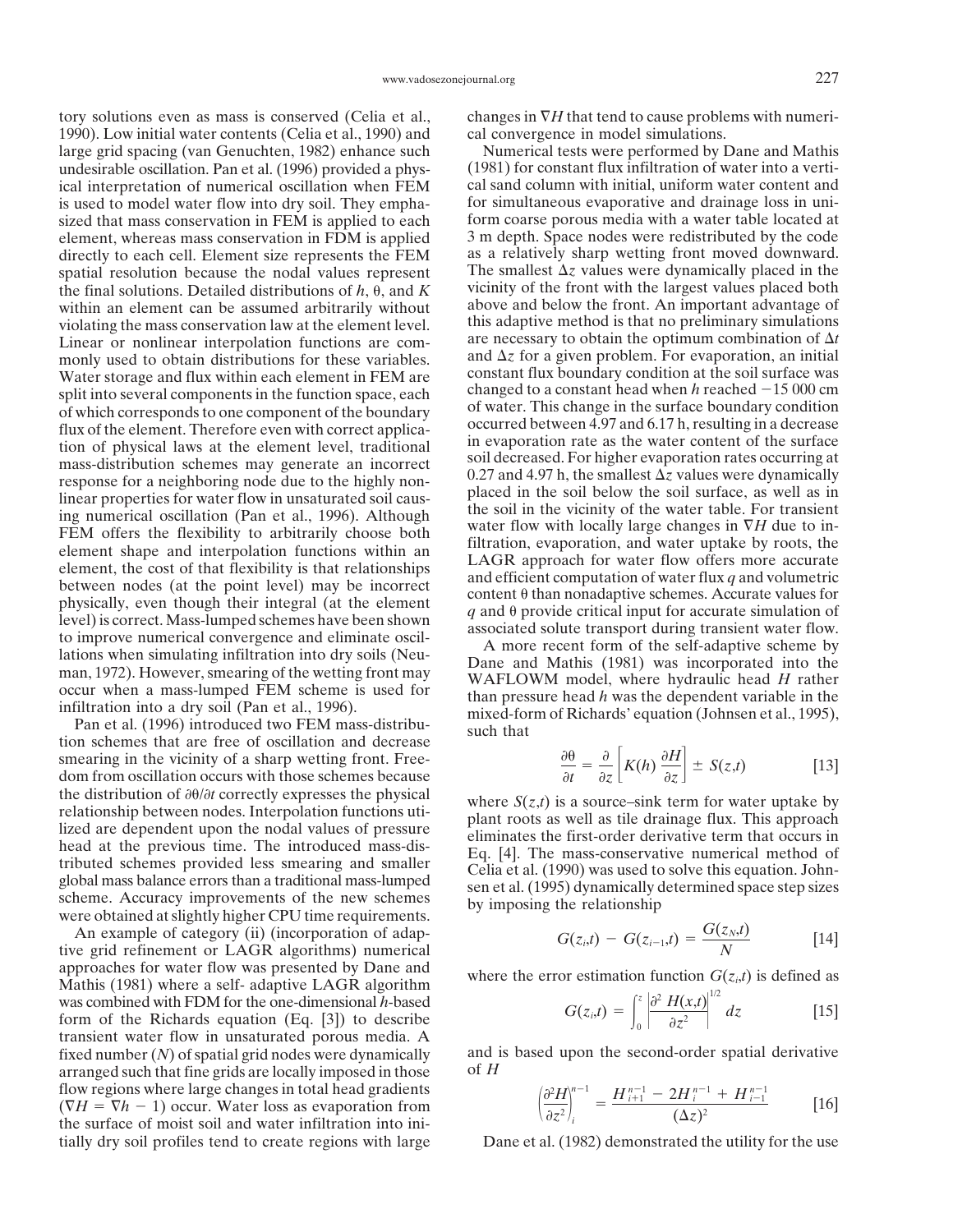tory solutions even as mass is conserved (Celia et al., 1990). Low initial water contents (Celia et al., 1990) and large grid spacing (van Genuchten, 1982) enhance such undesirable oscillation. Pan et al. (1996) provided a physical interpretation of numerical oscillation when FEM is used to model water flow into dry soil. They emphasized that mass conservation in FEM is applied to each element, whereas mass conservation in FDM is applied directly to each cell. Element size represents the FEM spatial resolution because the nodal values represent the final solutions. Detailed distributions of $h$, $\theta$, and $K$ within an element can be assumed arbitrarily without violating the mass conservation law at the element level. Linear or nonlinear interpolation functions are commonly used to obtain distributions for these variables. Water storage and flux within each element in FEM are split into several components in the function space, each of which corresponds to one component of the boundary flux of the element. Therefore even with correct application of physical laws at the element level, traditional mass-distribution schemes may generate an incorrect response for a neighboring node due to the highly nonlinear properties for water flow in unsaturated soil causing numerical oscillation (Pan et al., 1996). Although FEM offers the flexibility to arbitrarily choose both element shape and interpolation functions within an element, the cost of that flexibility is that relationships between nodes (at the point level) may be incorrect physically, even though their integral (at the element level) is correct. Mass-lumped schemes have been shown to improve numerical convergence and eliminate oscillations when simulating infiltration into dry soils (Neuman, 1972). However, smearing of the wetting front may occur when a mass-lumped FEM scheme is used for infiltration into a dry soil (Pan et al., 1996).

Pan et al. (1996) introduced two FEM mass-distribution schemes that are free of oscillation and decrease smearing in the vicinity of a sharp wetting front. Freedom from oscillation occurs with those schemes because the distribution of $\partial\theta/\partial t$ correctly expresses the physical relationship between nodes. Interpolation functions utilized are dependent upon the nodal values of pressure head at the previous time. The introduced mass-distributed schemes provided less smearing and smaller global mass balance errors than a traditional mass-lumped scheme. Accuracy improvements of the new schemes were obtained at slightly higher CPU time requirements.

An example of category (ii) (incorporation of adaptive grid refinement or LAGR algorithms) numerical approaches for water flow was presented by Dane and Mathis (1981) where a self- adaptive LAGR algorithm was combined with FDM for the one-dimensional $h$-based form of the Richards equation (Eq. [3]) to describe transient water flow in unsaturated porous media. A fixed number ($N$) of spatial grid nodes were dynamically arranged such that fine grids are locally imposed in those flow regions where large changes in total head gradients ($\nabla H = \nabla h - 1$) occur. Water loss as evaporation from the surface of moist soil and water infiltration into initially dry soil profiles tend to create regions with large changes in $\nabla H$ that tend to cause problems with numerical convergence in model simulations.

Numerical tests were performed by Dane and Mathis (1981) for constant flux infiltration of water into a vertical sand column with initial, uniform water content and for simultaneous evaporative and drainage loss in uniform coarse porous media with a water table located at 3 m depth. Space nodes were redistributed by the code as a relatively sharp wetting front moved downward. The smallest $\Delta z$ values were dynamically placed in the vicinity of the front with the largest values placed both above and below the front. An important advantage of this adaptive method is that no preliminary simulations are necessary to obtain the optimum combination of $\Delta t$ and $\Delta z$ for a given problem. For evaporation, an initial constant flux boundary condition at the soil surface was changed to a constant head when $h$ reached $-15\,000$ cm of water. This change in the surface boundary condition occurred between 4.97 and 6.17 h, resulting in a decrease in evaporation rate as the water content of the surface soil decreased. For higher evaporation rates occurring at 0.27 and 4.97 h, the smallest $\Delta z$ values were dynamically placed in the soil below the soil surface, as well as in the soil in the vicinity of the water table. For transient water flow with locally large changes in $\nabla H$ due to infiltration, evaporation, and water uptake by roots, the LAGR approach for water flow offers more accurate and efficient computation of water flux $q$ and volumetric content $\theta$ than nonadaptive schemes. Accurate values for $q$ and $\theta$ provide critical input for accurate simulation of associated solute transport during transient water flow.

A more recent form of the self-adaptive scheme by Dane and Mathis (1981) was incorporated into the WAFLOWM model, where hydraulic head $H$ rather than pressure head $h$ was the dependent variable in the mixed-form of Richards' equation (Johnsen et al., 1995), such that

$$\frac{\partial\theta}{\partial t} = \frac{\partial}{\partial z}\left[K(h)\,\frac{\partial H}{\partial z}\right] \pm S(z,t) \qquad [13]$$

where $S(z,t)$ is a source–sink term for water uptake by plant roots as well as tile drainage flux. This approach eliminates the first-order derivative term that occurs in Eq. [4]. The mass-conservative numerical method of Celia et al. (1990) was used to solve this equation. Johnsen et al. (1995) dynamically determined space step sizes by imposing the relationship

$$G(z_i,t) - G(z_{i-1},t) = \frac{G(z_N,t)}{N} \qquad [14]$$

where the error estimation function $G(z_i,t)$ is defined as

$$G(z_i,t) = \int_0^z \left|\frac{\partial^2 H(x,t)}{\partial z^2}\right|^{1/2} dz \qquad [15]$$

and is based upon the second-order spatial derivative of $H$

$$\left(\frac{\partial^2 H}{\partial z^2}\right)_i^{n-1} = \frac{H_{i+1}^{n-1} - 2H_i^{n-1} + H_{i-1}^{n-1}}{(\Delta z)^2} \qquad [16]$$

Dane et al. (1982) demonstrated the utility for the use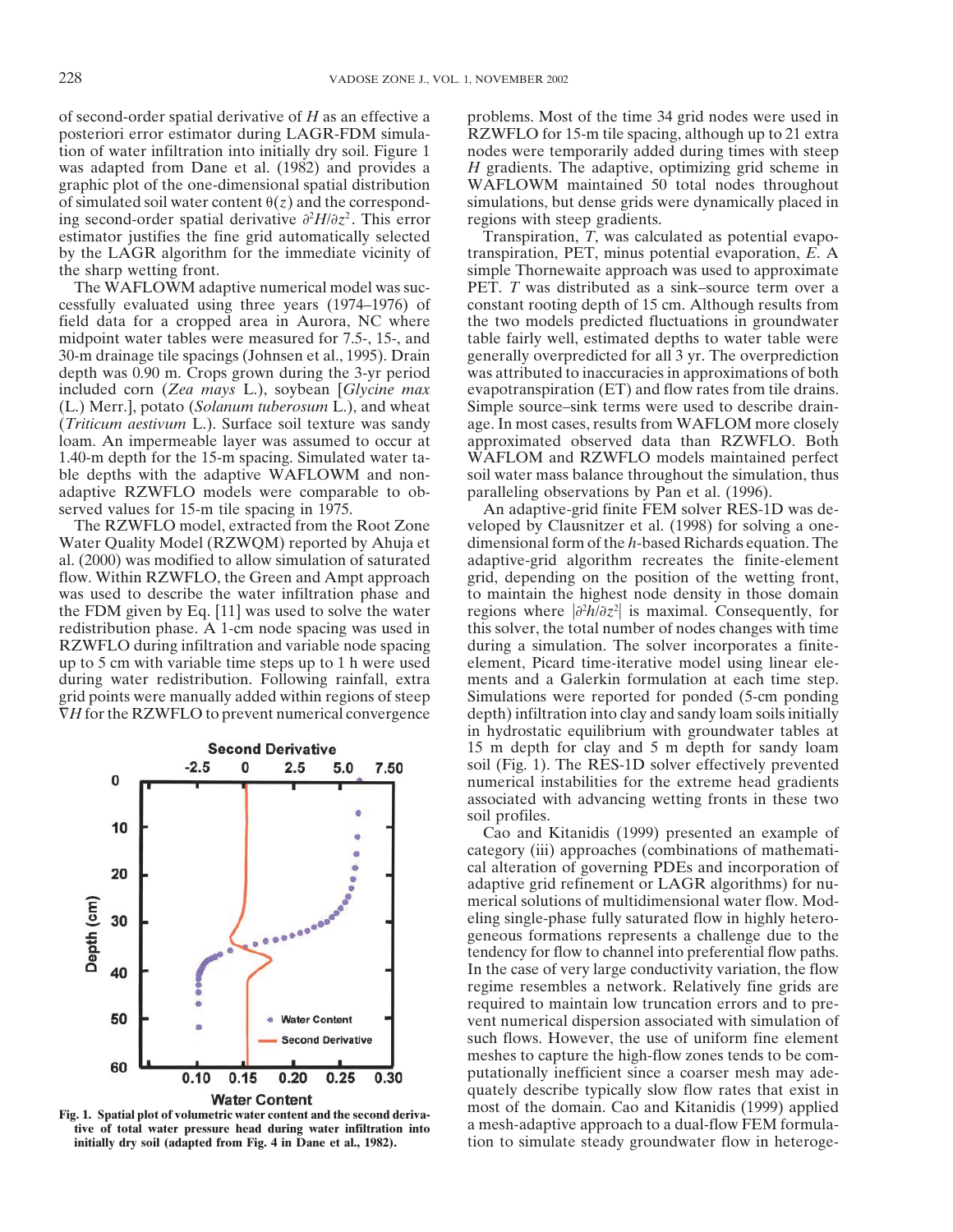of second-order spatial derivative of $H$ as an effective a posteriori error estimator during LAGR-FDM simulation of water infiltration into initially dry soil. Figure 1 was adapted from Dane et al. (1982) and provides a graphic plot of the one-dimensional spatial distribution of simulated soil water content $\theta(z)$ and the corresponding second-order spatial derivative $\partial^2 H/\partial z^2$. This error estimator justifies the fine grid automatically selected by the LAGR algorithm for the immediate vicinity of the sharp wetting front.

The WAFLOWM adaptive numerical model was successfully evaluated using three years (1974–1976) of field data for a cropped area in Aurora, NC where midpoint water tables were measured for 7.5-, 15-, and 30-m drainage tile spacings (Johnsen et al., 1995). Drain depth was 0.90 m. Crops grown during the 3-yr period included corn (*Zea mays* L.), soybean [*Glycine max* (L.) Merr.], potato (*Solanum tuberosum* L.), and wheat (*Triticum aestivum* L.). Surface soil texture was sandy loam. An impermeable layer was assumed to occur at 1.40-m depth for the 15-m spacing. Simulated water table depths with the adaptive WAFLOWM and non-adaptive RZWFLO models were comparable to observed values for 15-m tile spacing in 1975.

The RZWFLO model, extracted from the Root Zone Water Quality Model (RZWQM) reported by Ahuja et al. (2000) was modified to allow simulation of saturated flow. Within RZWFLO, the Green and Ampt approach was used to describe the water infiltration phase and the FDM given by Eq. [11] was used to solve the water redistribution phase. A 1-cm node spacing was used in RZWFLO during infiltration and variable node spacing up to 5 cm with variable time steps up to 1 h were used during water redistribution. Following rainfall, extra grid points were manually added within regions of steep $\nabla H$ for the RZWFLO to prevent numerical convergence problems. Most of the time 34 grid nodes were used in RZWFLO for 15-m tile spacing, although up to 21 extra nodes were temporarily added during times with steep $H$ gradients. The adaptive, optimizing grid scheme in WAFLOWM maintained 50 total nodes throughout simulations, but dense grids were dynamically placed in regions with steep gradients.

Transpiration, $T$, was calculated as potential evapotranspiration, PET, minus potential evaporation, $E$. A simple Thornewaite approach was used to approximate PET. $T$ was distributed as a sink–source term over a constant rooting depth of 15 cm. Although results from the two models predicted fluctuations in groundwater table fairly well, estimated depths to water table were generally overpredicted for all 3 yr. The overprediction was attributed to inaccuracies in approximations of both evapotranspiration (ET) and flow rates from tile drains. Simple source–sink terms were used to describe drainage. In most cases, results from WAFLOM more closely approximated observed data than RZWFLO. Both WAFLOM and RZWFLO models maintained perfect soil water mass balance throughout the simulation, thus paralleling observations by Pan et al. (1996).

An adaptive-grid finite FEM solver RES-1D was developed by Clausnitzer et al. (1998) for solving a one-dimensional form of the $h$-based Richards equation. The adaptive-grid algorithm recreates the finite-element grid, depending on the position of the wetting front, to maintain the highest node density in those domain regions where $|\partial^2 h/\partial z^2|$ is maximal. Consequently, for this solver, the total number of nodes changes with time during a simulation. The solver incorporates a finite-element, Picard time-iterative model using linear elements and a Galerkin formulation at each time step. Simulations were reported for ponded (5-cm ponding depth) infiltration into clay and sandy loam soils initially in hydrostatic equilibrium with groundwater tables at 15 m depth for clay and 5 m depth for sandy loam soil (Fig. 1). The RES-1D solver effectively prevented numerical instabilities for the extreme head gradients associated with advancing wetting fronts in these two soil profiles.

Cao and Kitanidis (1999) presented an example of category (iii) approaches (combinations of mathematical alteration of governing PDEs and incorporation of adaptive grid refinement or LAGR algorithms) for numerical solutions of multidimensional water flow. Modeling single-phase fully saturated flow in highly heterogeneous formations represents a challenge due to the tendency for flow to channel into preferential flow paths. In the case of very large conductivity variation, the flow regime resembles a network. Relatively fine grids are required to maintain low truncation errors and to prevent numerical dispersion associated with simulation of such flows. However, the use of uniform fine element meshes to capture the high-flow zones tends to be computationally inefficient since a coarser mesh may adequately describe typically slow flow rates that exist in most of the domain. Cao and Kitanidis (1999) applied a mesh-adaptive approach to a dual-flow FEM formulation to simulate steady groundwater flow in heteroge-

**Fig. 1. Spatial plot of volumetric water content and the second derivative of total water pressure head during water infiltration into initially dry soil (adapted from Fig. 4 in Dane et al., 1982).**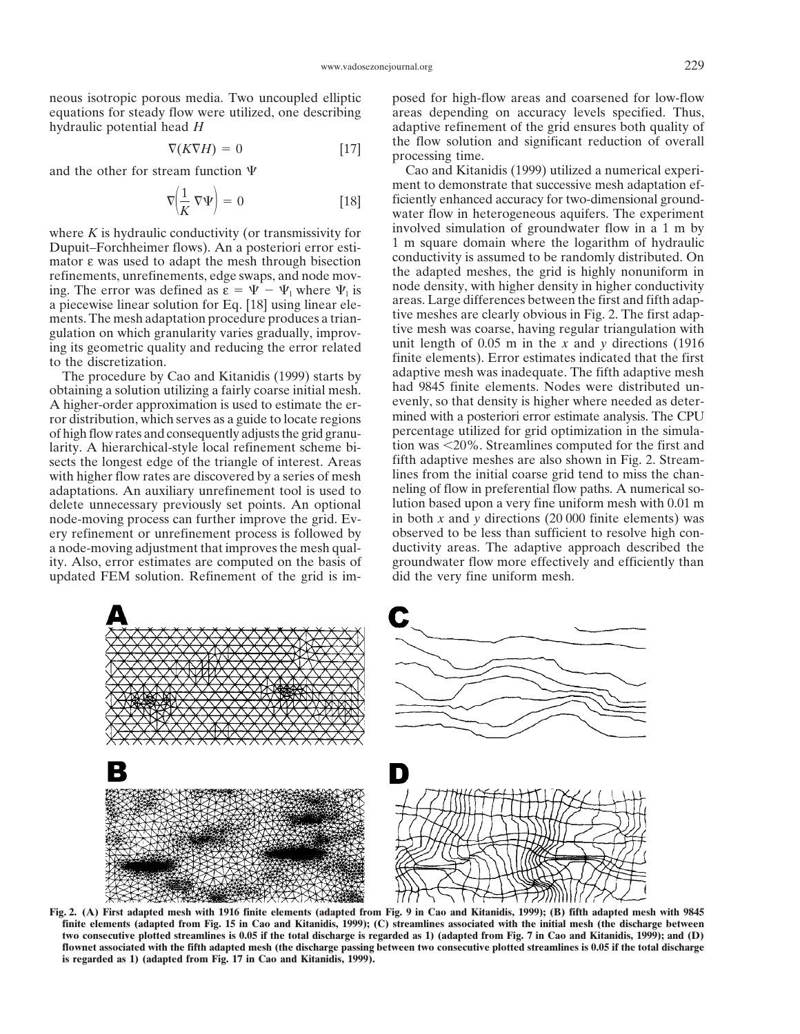neous isotropic porous media. Two uncoupled elliptic equations for steady flow were utilized, one describing hydraulic potential head $H$

$$\nabla(K\nabla H) = 0 \quad [17]$$

and the other for stream function $\Psi$

$$\nabla\left(\frac{1}{K}\nabla\Psi\right) = 0 \quad [18]$$

where $K$ is hydraulic conductivity (or transmissivity for Dupuit–Forchheimer flows). An a posteriori error estimator $\varepsilon$ was used to adapt the mesh through bisection refinements, unrefinements, edge swaps, and node moving. The error was defined as $\varepsilon = \Psi - \Psi_l$ where $\Psi_l$ is a piecewise linear solution for Eq. [18] using linear elements. The mesh adaptation procedure produces a triangulation on which granularity varies gradually, improving its geometric quality and reducing the error related to the discretization.

The procedure by Cao and Kitanidis (1999) starts by obtaining a solution utilizing a fairly coarse initial mesh. A higher-order approximation is used to estimate the error distribution, which serves as a guide to locate regions of high flow rates and consequently adjusts the grid granularity. A hierarchical-style local refinement scheme bisects the longest edge of the triangle of interest. Areas with higher flow rates are discovered by a series of mesh adaptations. An auxiliary unrefinement tool is used to delete unnecessary previously set points. An optional node-moving process can further improve the grid. Every refinement or unrefinement process is followed by a node-moving adjustment that improves the mesh quality. Also, error estimates are computed on the basis of updated FEM solution. Refinement of the grid is imposed for high-flow areas and coarsened for low-flow areas depending on accuracy levels specified. Thus, adaptive refinement of the grid ensures both quality of the flow solution and significant reduction of overall processing time.

Cao and Kitanidis (1999) utilized a numerical experiment to demonstrate that successive mesh adaptation efficiently enhanced accuracy for two-dimensional groundwater flow in heterogeneous aquifers. The experiment involved simulation of groundwater flow in a 1 m by 1 m square domain where the logarithm of hydraulic conductivity is assumed to be randomly distributed. On the adapted meshes, the grid is highly nonuniform in node density, with higher density in higher conductivity areas. Large differences between the first and fifth adaptive meshes are clearly obvious in Fig. 2. The first adaptive mesh was coarse, having regular triangulation with unit length of 0.05 m in the $x$ and $y$ directions (1916 finite elements). Error estimates indicated that the first adaptive mesh was inadequate. The fifth adaptive mesh had 9845 finite elements. Nodes were distributed unevenly, so that density is higher where needed as determined with a posteriori error estimate analysis. The CPU percentage utilized for grid optimization in the simulation was <20%. Streamlines computed for the first and fifth adaptive meshes are also shown in Fig. 2. Streamlines from the initial coarse grid tend to miss the channeling of flow in preferential flow paths. A numerical solution based upon a very fine uniform mesh with 0.01 m in both $x$ and $y$ directions (20 000 finite elements) was observed to be less than sufficient to resolve high conductivity areas. The adaptive approach described the groundwater flow more effectively and efficiently than did the very fine uniform mesh.

**Fig. 2. (A) First adapted mesh with 1916 finite elements (adapted from Fig. 9 in Cao and Kitanidis, 1999); (B) fifth adapted mesh with 9845 finite elements (adapted from Fig. 15 in Cao and Kitanidis, 1999); (C) streamlines associated with the initial mesh (the discharge between two consecutive plotted streamlines is 0.05 if the total discharge is regarded as 1) (adapted from Fig. 7 in Cao and Kitanidis, 1999); and (D) flownet associated with the fifth adapted mesh (the discharge passing between two consecutive plotted streamlines is 0.05 if the total discharge is regarded as 1) (adapted from Fig. 17 in Cao and Kitanidis, 1999).**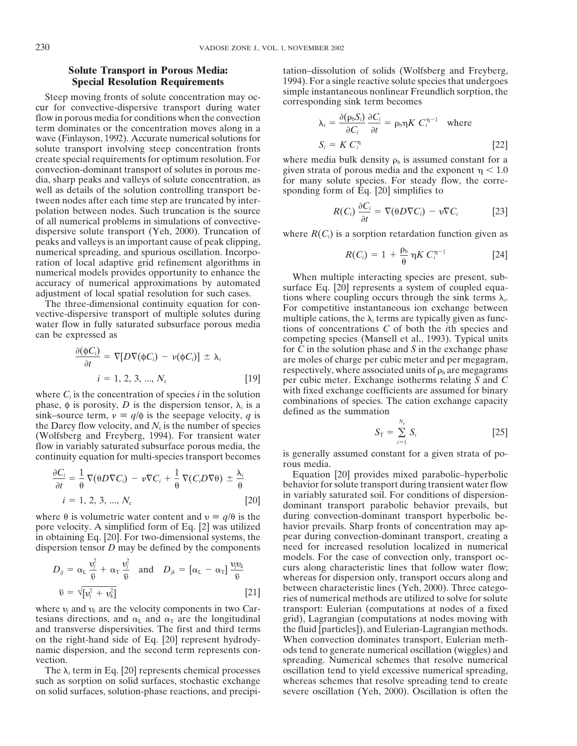## Solute Transport in Porous Media: Special Resolution Requirements

Steep moving fronts of solute concentration may occur for convective-dispersive transport during water flow in porous media for conditions when the convection term dominates or the concentration moves along in a wave (Finlayson, 1992). Accurate numerical solutions for solute transport involving steep concentration fronts create special requirements for optimum resolution. For convection-dominant transport of solutes in porous media, sharp peaks and valleys of solute concentration, as well as details of the solution controlling transport between nodes after each time step are truncated by interpolation between nodes. Such truncation is the source of all numerical problems in simulations of convective-dispersive solute transport (Yeh, 2000). Truncation of peaks and valleys is an important cause of peak clipping, numerical spreading, and spurious oscillation. Incorporation of local adaptive grid refinement algorithms in numerical models provides opportunity to enhance the accuracy of numerical approximations by automated adjustment of local spatial resolution for such cases.

The three-dimensional continuity equation for convective-dispersive transport of multiple solutes during water flow in fully saturated subsurface porous media can be expressed as

$$\frac{\partial(\phi C_i)}{\partial t} = \nabla[D\nabla(\phi C_i) - \nu(\phi C_i)] \pm \lambda_i$$
$$i = 1, 2, 3, ..., N_c \qquad [19]$$

where $C_i$ is the concentration of species $i$ in the solution phase, $\phi$ is porosity, $D$ is the dispersion tensor, $\lambda_i$ is a sink–source term, $\nu \equiv q/\phi$ is the seepage velocity, $q$ is the Darcy flow velocity, and $N_c$ is the number of species (Wolfsberg and Freyberg, 1994). For transient water flow in variably saturated subsurface porous media, the continuity equation for multi-species transport becomes

$$\frac{\partial C_i}{\partial t} = \frac{1}{\theta}\nabla(\theta D\nabla C_i) - \nu\nabla C_i + \frac{1}{\theta}\nabla(C_i D\nabla\theta) \pm \frac{\lambda_i}{\theta}$$
$$i = 1, 2, 3, ..., N_c \qquad [20]$$

where $\theta$ is volumetric water content and $\upsilon \equiv q/\theta$ is the pore velocity. A simplified form of Eq. [2] was utilized in obtaining Eq. [20]. For two-dimensional systems, the dispersion tensor $D$ may be defined by the components

$$D_{jj} = \alpha_L \frac{\upsilon_j^2}{\bar{\upsilon}} + \alpha_T \frac{\upsilon_j^2}{\bar{\upsilon}} \quad \text{and} \quad D_{jk} = [\alpha_L - \alpha_T]\frac{\upsilon_j \upsilon_k}{\bar{\upsilon}}$$
$$\bar{\upsilon} = \sqrt{[\upsilon_j^2 + \upsilon_k^2]} \qquad [21]$$

where $\upsilon_j$ and $\upsilon_k$ are the velocity components in two Cartesians directions, and $\alpha_L$ and $\alpha_T$ are the longitudinal and transverse dispersivities. The first and third terms on the right-hand side of Eq. [20] represent hydrodynamic dispersion, and the second term represents convection.

The $\lambda_i$ term in Eq. [20] represents chemical processes such as sorption on solid surfaces, stochastic exchange on solid surfaces, solution-phase reactions, and precipitation–dissolution of solids (Wolfsberg and Freyberg, 1994). For a single reactive solute species that undergoes simple instantaneous nonlinear Freundlich sorption, the corresponding sink term becomes

$$\lambda_i = \frac{\partial(\rho_b S_i)}{\partial C_i}\frac{\partial C_i}{\partial t} = \rho_b \eta K\, C_i^{\eta-1} \quad \text{where}$$
$$S_i = K\, C_i^{\eta} \qquad [22]$$

where media bulk density $\rho_b$ is assumed constant for a given strata of porous media and the exponent $\eta < 1.0$ for many solute species. For steady flow, the corresponding form of Eq. [20] simplifies to

$$R(C_i)\frac{\partial C_i}{\partial t} = \nabla(\theta D\nabla C_i) - \upsilon\nabla C_i \qquad [23]$$

where $R(C_i)$ is a sorption retardation function given as

$$R(C_i) = 1 + \frac{\rho_b}{\theta}\eta K\, C_i^{\eta-1} \qquad [24]$$

When multiple interacting species are present, subsurface Eq. [20] represents a system of coupled equations where coupling occurs through the sink terms $\lambda_i$. For competitive instantaneous ion exchange between multiple cations, the $\lambda_i$ terms are typically given as functions of concentrations $C$ of both the $i$th species and competing species (Mansell et al., 1993). Typical units for $C$ in the solution phase and $S$ in the exchange phase are moles of charge per cubic meter and per megagram, respectively, where associated units of $\rho_b$ are megagrams per cubic meter. Exchange isotherms relating $S$ and $C$ with fixed exchange coefficients are assumed for binary combinations of species. The cation exchange capacity defined as the summation

$$S_T = \sum_{i=1}^{N_c} S_i \qquad [25]$$

is generally assumed constant for a given strata of porous media.

Equation [20] provides mixed parabolic–hyperbolic behavior for solute transport during transient water flow in variably saturated soil. For conditions of dispersion-dominant transport parabolic behavior prevails, but during convection-dominant transport hyperbolic behavior prevails. Sharp fronts of concentration may appear during convection-dominant transport, creating a need for increased resolution localized in numerical models. For the case of convection only, transport occurs along characteristic lines that follow water flow; whereas for dispersion only, transport occurs along and between characteristic lines (Yeh, 2000). Three categories of numerical methods are utilized to solve for solute transport: Eulerian (computations at nodes of a fixed grid), Lagrangian (computations at nodes moving with the fluid [particles]), and Eulerian-Lagrangian methods. When convection dominates transport, Eulerian methods tend to generate numerical oscillation (wiggles) and spreading. Numerical schemes that resolve numerical oscillation tend to yield excessive numerical spreading, whereas schemes that resolve spreading tend to create severe oscillation (Yeh, 2000). Oscillation is often the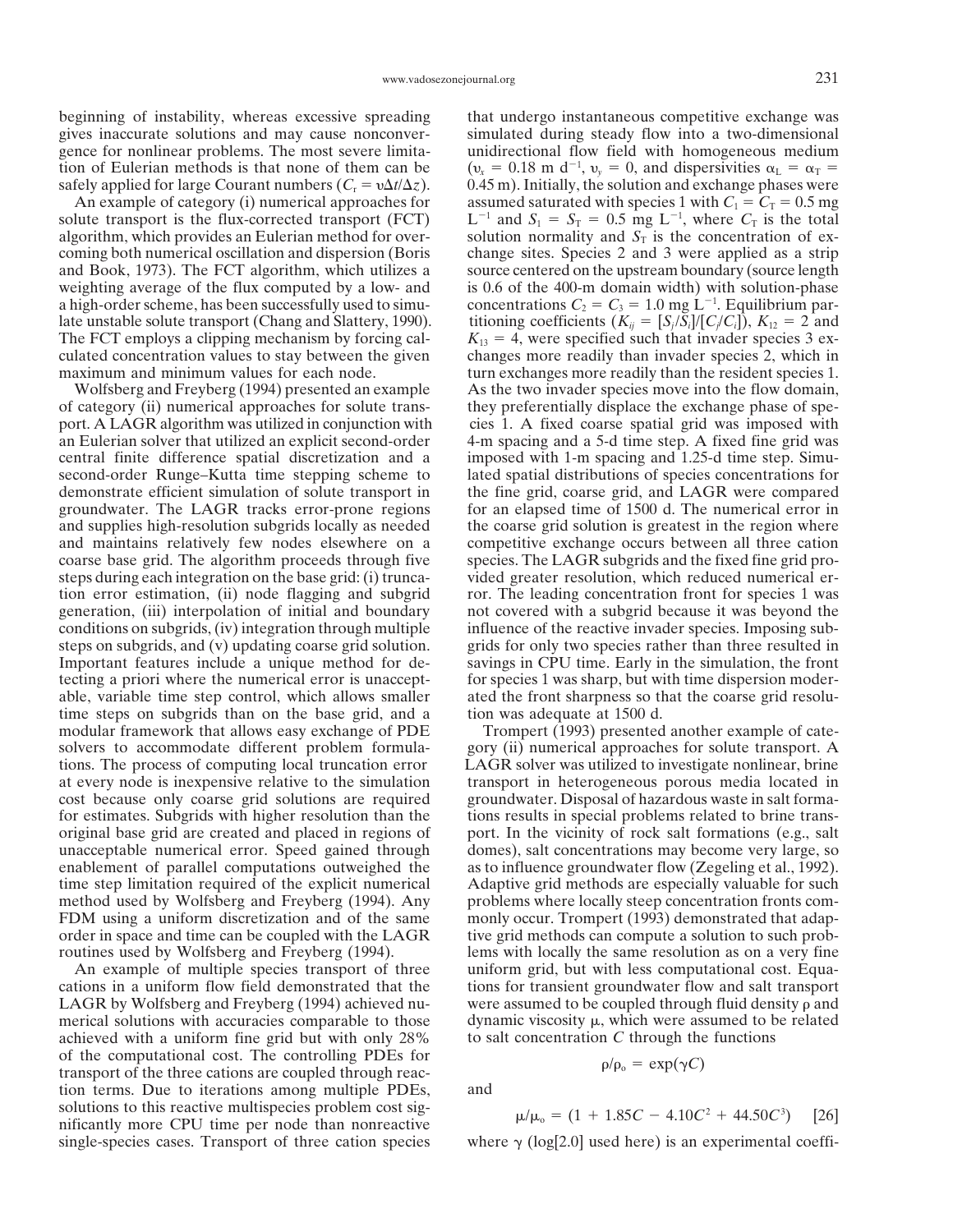beginning of instability, whereas excessive spreading gives inaccurate solutions and may cause nonconvergence for nonlinear problems. The most severe limitation of Eulerian methods is that none of them can be safely applied for large Courant numbers ($C_r = v\Delta t/\Delta z$).

An example of category (i) numerical approaches for solute transport is the flux-corrected transport (FCT) algorithm, which provides an Eulerian method for overcoming both numerical oscillation and dispersion (Boris and Book, 1973). The FCT algorithm, which utilizes a weighting average of the flux computed by a low- and a high-order scheme, has been successfully used to simulate unstable solute transport (Chang and Slattery, 1990). The FCT employs a clipping mechanism by forcing calculated concentration values to stay between the given maximum and minimum values for each node.

Wolfsberg and Freyberg (1994) presented an example of category (ii) numerical approaches for solute transport. A LAGR algorithm was utilized in conjunction with an Eulerian solver that utilized an explicit second-order central finite difference spatial discretization and a second-order Runge–Kutta time stepping scheme to demonstrate efficient simulation of solute transport in groundwater. The LAGR tracks error-prone regions and supplies high-resolution subgrids locally as needed and maintains relatively few nodes elsewhere on a coarse base grid. The algorithm proceeds through five steps during each integration on the base grid: (i) truncation error estimation, (ii) node flagging and subgrid generation, (iii) interpolation of initial and boundary conditions on subgrids, (iv) integration through multiple steps on subgrids, and (v) updating coarse grid solution. Important features include a unique method for detecting a priori where the numerical error is unacceptable, variable time step control, which allows smaller time steps on subgrids than on the base grid, and a modular framework that allows easy exchange of PDE solvers to accommodate different problem formulations. The process of computing local truncation error at every node is inexpensive relative to the simulation cost because only coarse grid solutions are required for estimates. Subgrids with higher resolution than the original base grid are created and placed in regions of unacceptable numerical error. Speed gained through enablement of parallel computations outweighed the time step limitation required of the explicit numerical method used by Wolfsberg and Freyberg (1994). Any FDM using a uniform discretization and of the same order in space and time can be coupled with the LAGR routines used by Wolfsberg and Freyberg (1994).

An example of multiple species transport of three cations in a uniform flow field demonstrated that the LAGR by Wolfsberg and Freyberg (1994) achieved numerical solutions with accuracies comparable to those achieved with a uniform fine grid but with only 28% of the computational cost. The controlling PDEs for transport of the three cations are coupled through reaction terms. Due to iterations among multiple PDEs, solutions to this reactive multispecies problem cost significantly more CPU time per node than nonreactive single-species cases. Transport of three cation species that undergo instantaneous competitive exchange was simulated during steady flow into a two-dimensional unidirectional flow field with homogeneous medium ($v_x = 0.18$ m d$^{-1}$, $v_y = 0$, and dispersivities $\alpha_L = \alpha_T = 0.45$ m). Initially, the solution and exchange phases were assumed saturated with species 1 with $C_1 = C_T = 0.5$ mg L$^{-1}$ and $S_1 = S_T = 0.5$ mg L$^{-1}$, where $C_T$ is the total solution normality and $S_T$ is the concentration of exchange sites. Species 2 and 3 were applied as a strip source centered on the upstream boundary (source length is 0.6 of the 400-m domain width) with solution-phase concentrations $C_2 = C_3 = 1.0$ mg L$^{-1}$. Equilibrium partitioning coefficients ($K_{ij} = [S_j/S_i]/[C_j/C_i]$), $K_{12} = 2$ and $K_{13} = 4$, were specified such that invader species 3 exchanges more readily than invader species 2, which in turn exchanges more readily than the resident species 1. As the two invader species move into the flow domain, they preferentially displace the exchange phase of species 1. A fixed coarse spatial grid was imposed with 4-m spacing and a 5-d time step. A fixed fine grid was imposed with 1-m spacing and 1.25-d time step. Simulated spatial distributions of species concentrations for the fine grid, coarse grid, and LAGR were compared for an elapsed time of 1500 d. The numerical error in the coarse grid solution is greatest in the region where competitive exchange occurs between all three cation species. The LAGR subgrids and the fixed fine grid provided greater resolution, which reduced numerical error. The leading concentration front for species 1 was not covered with a subgrid because it was beyond the influence of the reactive invader species. Imposing subgrids for only two species rather than three resulted in savings in CPU time. Early in the simulation, the front for species 1 was sharp, but with time dispersion moderated the front sharpness so that the coarse grid resolution was adequate at 1500 d.

Trompert (1993) presented another example of category (ii) numerical approaches for solute transport. A LAGR solver was utilized to investigate nonlinear, brine transport in heterogeneous porous media located in groundwater. Disposal of hazardous waste in salt formations results in special problems related to brine transport. In the vicinity of rock salt formations (e.g., salt domes), salt concentrations may become very large, so as to influence groundwater flow (Zegeling et al., 1992). Adaptive grid methods are especially valuable for such problems where locally steep concentration fronts commonly occur. Trompert (1993) demonstrated that adaptive grid methods can compute a solution to such problems with locally the same resolution as on a very fine uniform grid, but with less computational cost. Equations for transient groundwater flow and salt transport were assumed to be coupled through fluid density $\rho$ and dynamic viscosity $\mu$, which were assumed to be related to salt concentration $C$ through the functions

$$\rho/\rho_o = \exp(\gamma C)$$

and

$$\mu/\mu_o = (1 + 1.85C - 4.10C^2 + 44.50C^3) \quad [26]$$

where $\gamma$ (log[2.0] used here) is an experimental coeffi-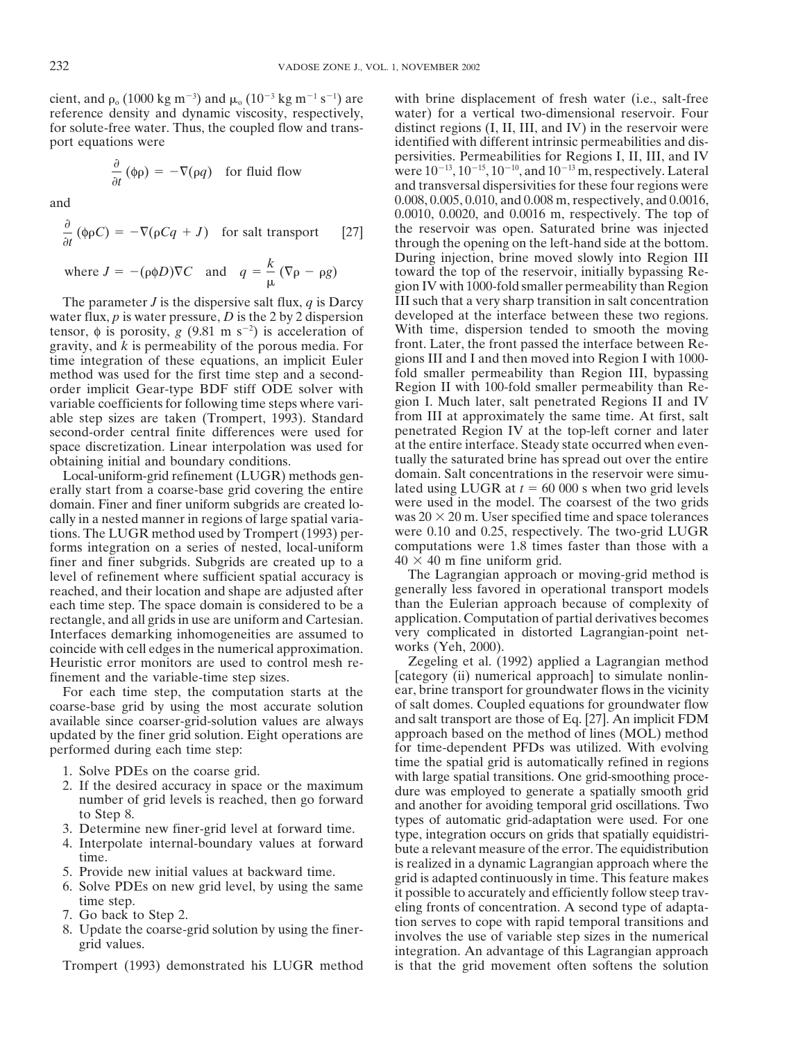cient, and $\rho_o$ (1000 kg m$^{-3}$) and $\mu_o$ ($10^{-3}$ kg m$^{-1}$ s$^{-1}$) are reference density and dynamic viscosity, respectively, for solute-free water. Thus, the coupled flow and transport equations were

$$\frac{\partial}{\partial t}(\phi\rho) = -\nabla(\rho q) \quad \text{for fluid flow}$$

and

$$\frac{\partial}{\partial t}(\phi\rho C) = -\nabla(\rho C q + J) \quad \text{for salt transport} \qquad [27]$$

$$\text{where } J = -(\rho\phi D)\nabla C \quad \text{and} \quad q = \frac{k}{\mu}(\nabla\rho - \rho g)$$

The parameter $J$ is the dispersive salt flux, $q$ is Darcy water flux, $p$ is water pressure, $D$ is the 2 by 2 dispersion tensor, $\phi$ is porosity, $g$ (9.81 m s$^{-2}$) is acceleration of gravity, and $k$ is permeability of the porous media. For time integration of these equations, an implicit Euler method was used for the first time step and a second-order implicit Gear-type BDF stiff ODE solver with variable coefficients for following time steps where variable step sizes are taken (Trompert, 1993). Standard second-order central finite differences were used for space discretization. Linear interpolation was used for obtaining initial and boundary conditions.

Local-uniform-grid refinement (LUGR) methods generally start from a coarse-base grid covering the entire domain. Finer and finer uniform subgrids are created locally in a nested manner in regions of large spatial variations. The LUGR method used by Trompert (1993) performs integration on a series of nested, local-uniform finer and finer subgrids. Subgrids are created up to a level of refinement where sufficient spatial accuracy is reached, and their location and shape are adjusted after each time step. The space domain is considered to be a rectangle, and all grids in use are uniform and Cartesian. Interfaces demarking inhomogeneities are assumed to coincide with cell edges in the numerical approximation. Heuristic error monitors are used to control mesh refinement and the variable-time step sizes.

For each time step, the computation starts at the coarse-base grid by using the most accurate solution available since coarser-grid-solution values are always updated by the finer grid solution. Eight operations are performed during each time step:

1. Solve PDEs on the coarse grid.
2. If the desired accuracy in space or the maximum number of grid levels is reached, then go forward to Step 8.
3. Determine new finer-grid level at forward time.
4. Interpolate internal-boundary values at forward time.
5. Provide new initial values at backward time.
6. Solve PDEs on new grid level, by using the same time step.
7. Go back to Step 2.
8. Update the coarse-grid solution by using the finer-grid values.

Trompert (1993) demonstrated his LUGR method with brine displacement of fresh water (i.e., salt-free water) for a vertical two-dimensional reservoir. Four distinct regions (I, II, III, and IV) in the reservoir were identified with different intrinsic permeabilities and dispersivities. Permeabilities for Regions I, II, III, and IV were $10^{-13}$, $10^{-15}$, $10^{-10}$, and $10^{-13}$ m, respectively. Lateral and transversal dispersivities for these four regions were 0.008, 0.005, 0.010, and 0.008 m, respectively, and 0.0016, 0.0010, 0.0020, and 0.0016 m, respectively. The top of the reservoir was open. Saturated brine was injected through the opening on the left-hand side at the bottom. During injection, brine moved slowly into Region III toward the top of the reservoir, initially bypassing Region IV with 1000-fold smaller permeability than Region III such that a very sharp transition in salt concentration developed at the interface between these two regions. With time, dispersion tended to smooth the moving front. Later, the front passed the interface between Regions III and I and then moved into Region I with 1000-fold smaller permeability than Region III, bypassing Region II with 100-fold smaller permeability than Region I. Much later, salt penetrated Regions II and IV from III at approximately the same time. At first, salt penetrated Region IV at the top-left corner and later at the entire interface. Steady state occurred when eventually the saturated brine has spread out over the entire domain. Salt concentrations in the reservoir were simulated using LUGR at $t$ = 60 000 s when two grid levels were used in the model. The coarsest of the two grids was 20 × 20 m. User specified time and space tolerances were 0.10 and 0.25, respectively. The two-grid LUGR computations were 1.8 times faster than those with a 40 × 40 m fine uniform grid.

The Lagrangian approach or moving-grid method is generally less favored in operational transport models than the Eulerian approach because of complexity of application. Computation of partial derivatives becomes very complicated in distorted Lagrangian-point networks (Yeh, 2000).

Zegeling et al. (1992) applied a Lagrangian method [category (ii) numerical approach] to simulate nonlinear, brine transport for groundwater flows in the vicinity of salt domes. Coupled equations for groundwater flow and salt transport are those of Eq. [27]. An implicit FDM approach based on the method of lines (MOL) method for time-dependent PFDs was utilized. With evolving time the spatial grid is automatically refined in regions with large spatial transitions. One grid-smoothing procedure was employed to generate a spatially smooth grid and another for avoiding temporal grid oscillations. Two types of automatic grid-adaptation were used. For one type, integration occurs on grids that spatially equidistribute a relevant measure of the error. The equidistribution is realized in a dynamic Lagrangian approach where the grid is adapted continuously in time. This feature makes it possible to accurately and efficiently follow steep traveling fronts of concentration. A second type of adaptation serves to cope with rapid temporal transitions and involves the use of variable step sizes in the numerical integration. An advantage of this Lagrangian approach is that the grid movement often softens the solution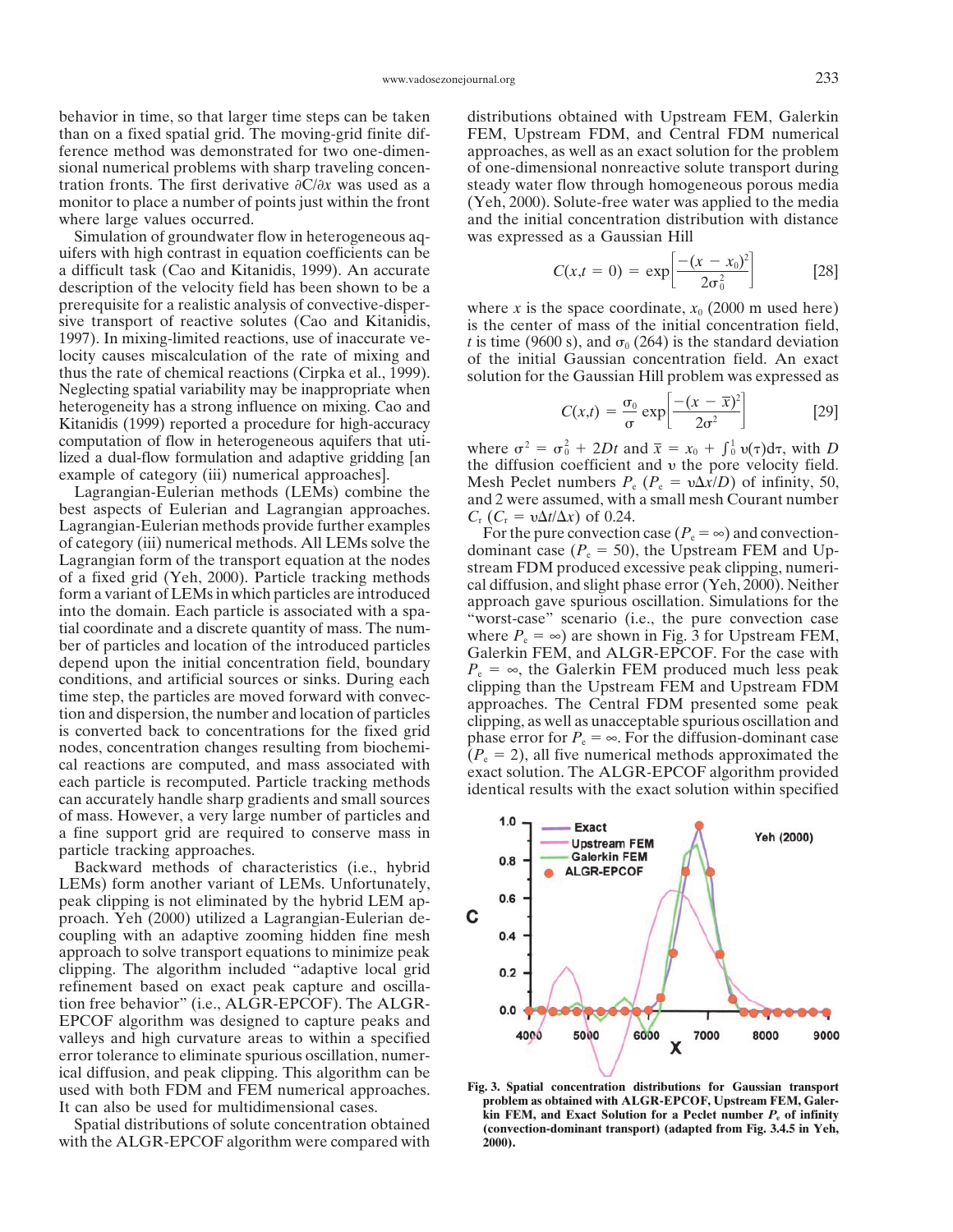behavior in time, so that larger time steps can be taken than on a fixed spatial grid. The moving-grid finite difference method was demonstrated for two one-dimensional numerical problems with sharp traveling concentration fronts. The first derivative $\partial C/\partial x$ was used as a monitor to place a number of points just within the front where large values occurred.

Simulation of groundwater flow in heterogeneous aquifers with high contrast in equation coefficients can be a difficult task (Cao and Kitanidis, 1999). An accurate description of the velocity field has been shown to be a prerequisite for a realistic analysis of convective-dispersive transport of reactive solutes (Cao and Kitanidis, 1997). In mixing-limited reactions, use of inaccurate velocity causes miscalculation of the rate of mixing and thus the rate of chemical reactions (Cirpka et al., 1999). Neglecting spatial variability may be inappropriate when heterogeneity has a strong influence on mixing. Cao and Kitanidis (1999) reported a procedure for high-accuracy computation of flow in heterogeneous aquifers that utilized a dual-flow formulation and adaptive gridding [an example of category (iii) numerical approaches].

Lagrangian-Eulerian methods (LEMs) combine the best aspects of Eulerian and Lagrangian approaches. Lagrangian-Eulerian methods provide further examples of category (iii) numerical methods. All LEMs solve the Lagrangian form of the transport equation at the nodes of a fixed grid (Yeh, 2000). Particle tracking methods form a variant of LEMs in which particles are introduced into the domain. Each particle is associated with a spatial coordinate and a discrete quantity of mass. The number of particles and location of the introduced particles depend upon the initial concentration field, boundary conditions, and artificial sources or sinks. During each time step, the particles are moved forward with convection and dispersion, the number and location of particles is converted back to concentrations for the fixed grid nodes, concentration changes resulting from biochemical reactions are computed, and mass associated with each particle is recomputed. Particle tracking methods can accurately handle sharp gradients and small sources of mass. However, a very large number of particles and a fine support grid are required to conserve mass in particle tracking approaches.

Backward methods of characteristics (i.e., hybrid LEMs) form another variant of LEMs. Unfortunately, peak clipping is not eliminated by the hybrid LEM approach. Yeh (2000) utilized a Lagrangian-Eulerian decoupling with an adaptive zooming hidden fine mesh approach to solve transport equations to minimize peak clipping. The algorithm included "adaptive local grid refinement based on exact peak capture and oscillation free behavior" (i.e., ALGR-EPCOF). The ALGR-EPCOF algorithm was designed to capture peaks and valleys and high curvature areas to within a specified error tolerance to eliminate spurious oscillation, numerical diffusion, and peak clipping. This algorithm can be used with both FDM and FEM numerical approaches. It can also be used for multidimensional cases.

Spatial distributions of solute concentration obtained with the ALGR-EPCOF algorithm were compared with distributions obtained with Upstream FEM, Galerkin FEM, Upstream FDM, and Central FDM numerical approaches, as well as an exact solution for the problem of one-dimensional nonreactive solute transport during steady water flow through homogeneous porous media (Yeh, 2000). Solute-free water was applied to the media and the initial concentration distribution with distance was expressed as a Gaussian Hill

$$C(x,t=0) = \exp\left[\frac{-(x-x_0)^2}{2\sigma_0^2}\right] \qquad [28]$$

where $x$ is the space coordinate, $x_0$ (2000 m used here) is the center of mass of the initial concentration field, $t$ is time (9600 s), and $\sigma_0$ (264) is the standard deviation of the initial Gaussian concentration field. An exact solution for the Gaussian Hill problem was expressed as

$$C(x,t) = \frac{\sigma_0}{\sigma}\exp\left[\frac{-(x-\bar{x})^2}{2\sigma^2}\right] \qquad [29]$$

where $\sigma^2 = \sigma_0^2 + 2Dt$ and $\bar{x} = x_0 + \int_0^1 \upsilon(\tau)d\tau$, with $D$ the diffusion coefficient and $\upsilon$ the pore velocity field. Mesh Peclet numbers $P_e$ ($P_e = \upsilon\Delta x/D$) of infinity, 50, and 2 were assumed, with a small mesh Courant number $C_r$ ($C_r = \upsilon\Delta t/\Delta x$) of 0.24.

For the pure convection case ($P_e = \infty$) and convection-dominant case ($P_e = 50$), the Upstream FEM and Upstream FDM produced excessive peak clipping, numerical diffusion, and slight phase error (Yeh, 2000). Neither approach gave spurious oscillation. Simulations for the "worst-case" scenario (i.e., the pure convection case where $P_e = \infty$) are shown in Fig. 3 for Upstream FEM, Galerkin FEM, and ALGR-EPCOF. For the case with $P_e = \infty$, the Galerkin FEM produced much less peak clipping than the Upstream FEM and Upstream FDM approaches. The Central FDM presented some peak clipping, as well as unacceptable spurious oscillation and phase error for $P_e = \infty$. For the diffusion-dominant case ($P_e = 2$), all five numerical methods approximated the exact solution. The ALGR-EPCOF algorithm provided identical results with the exact solution within specified

Fig. 3. Spatial concentration distributions for Gaussian transport problem as obtained with ALGR-EPCOF, Upstream FEM, Galerkin FEM, and Exact Solution for a Peclet number $P_e$ of infinity (convection-dominant transport) (adapted from Fig. 3.4.5 in Yeh, 2000).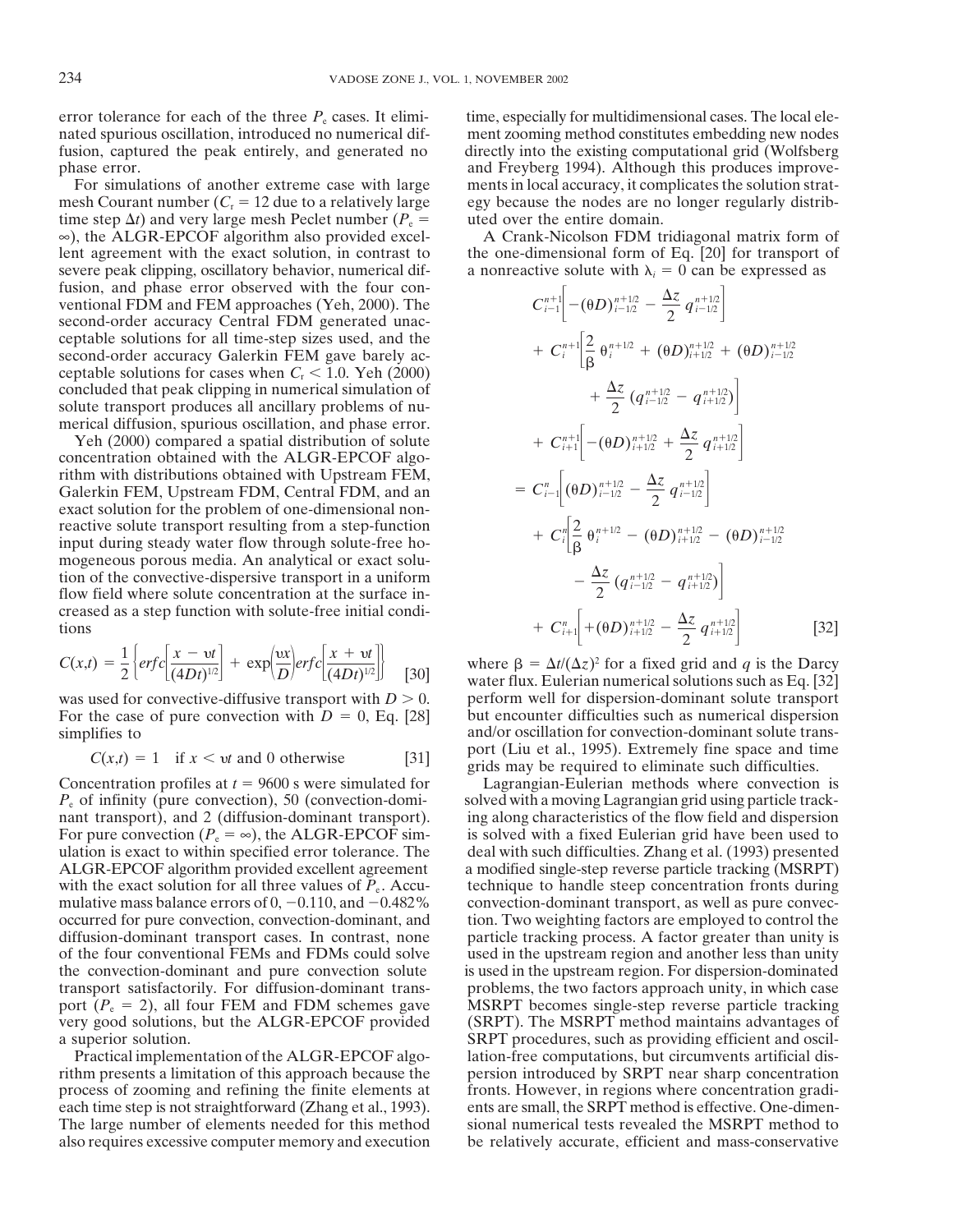error tolerance for each of the three $P_e$ cases. It eliminated spurious oscillation, introduced no numerical diffusion, captured the peak entirely, and generated no phase error.

For simulations of another extreme case with large mesh Courant number ($C_r = 12$ due to a relatively large time step $\Delta t$) and very large mesh Peclet number ($P_e = \infty$), the ALGR-EPCOF algorithm also provided excellent agreement with the exact solution, in contrast to severe peak clipping, oscillatory behavior, numerical diffusion, and phase error observed with the four conventional FDM and FEM approaches (Yeh, 2000). The second-order accuracy Central FDM generated unacceptable solutions for all time-step sizes used, and the second-order accuracy Galerkin FEM gave barely acceptable solutions for cases when $C_r < 1.0$. Yeh (2000) concluded that peak clipping in numerical simulation of solute transport produces all ancillary problems of numerical diffusion, spurious oscillation, and phase error.

Yeh (2000) compared a spatial distribution of solute concentration obtained with the ALGR-EPCOF algorithm with distributions obtained with Upstream FEM, Galerkin FEM, Upstream FDM, Central FDM, and an exact solution for the problem of one-dimensional nonreactive solute transport resulting from a step-function input during steady water flow through solute-free homogeneous porous media. An analytical or exact solution of the convective-dispersive transport in a uniform flow field where solute concentration at the surface increased as a step function with solute-free initial conditions

$$C(x,t) = \frac{1}{2}\left\{erfc\left[\frac{x - \upsilon t}{(4Dt)^{1/2}}\right] + \exp\left(\frac{\upsilon x}{D}\right) erfc\left[\frac{x + \upsilon t}{(4Dt)^{1/2}}\right]\right\} \quad [30]$$

was used for convective-diffusive transport with $D > 0$. For the case of pure convection with $D = 0$, Eq. [28] simplifies to

$$C(x,t) = 1 \quad \text{if } x < \upsilon t \text{ and 0 otherwise} \quad [31]$$

Concentration profiles at $t = 9600$ s were simulated for $P_e$ of infinity (pure convection), 50 (convection-dominant transport), and 2 (diffusion-dominant transport). For pure convection ($P_e = \infty$), the ALGR-EPCOF simulation is exact to within specified error tolerance. The ALGR-EPCOF algorithm provided excellent agreement with the exact solution for all three values of $P_e$. Accumulative mass balance errors of 0, $-0.110$, and $-0.482\%$ occurred for pure convection, convection-dominant, and diffusion-dominant transport cases. In contrast, none of the four conventional FEMs and FDMs could solve the convection-dominant and pure convection solute transport satisfactorily. For diffusion-dominant transport ($P_e = 2$), all four FEM and FDM schemes gave very good solutions, but the ALGR-EPCOF provided a superior solution.

Practical implementation of the ALGR-EPCOF algorithm presents a limitation of this approach because the process of zooming and refining the finite elements at each time step is not straightforward (Zhang et al., 1993). The large number of elements needed for this method also requires excessive computer memory and execution time, especially for multidimensional cases. The local element zooming method constitutes embedding new nodes directly into the existing computational grid (Wolfsberg and Freyberg 1994). Although this produces improvements in local accuracy, it complicates the solution strategy because the nodes are no longer regularly distributed over the entire domain.

A Crank-Nicolson FDM tridiagonal matrix form of the one-dimensional form of Eq. [20] for transport of a nonreactive solute with $\lambda_i = 0$ can be expressed as

$$\begin{aligned}
&C_{i-1}^{n+1}\left[-(\theta D)_{i-1/2}^{n+1/2} - \frac{\Delta z}{2}\, q_{i-1/2}^{n+1/2}\right] \\
&+ C_i^{n+1}\left[\frac{2}{\beta}\,\theta_i^{n+1/2} + (\theta D)_{i+1/2}^{n+1/2} + (\theta D)_{i-1/2}^{n+1/2} + \frac{\Delta z}{2}\left(q_{i-1/2}^{n+1/2} - q_{i+1/2}^{n+1/2}\right)\right] \\
&+ C_{i+1}^{n+1}\left[-(\theta D)_{i+1/2}^{n+1/2} + \frac{\Delta z}{2}\, q_{i+1/2}^{n+1/2}\right] \\
&= C_{i-1}^{n}\left[(\theta D)_{i-1/2}^{n+1/2} - \frac{\Delta z}{2}\, q_{i-1/2}^{n+1/2}\right] \\
&+ C_i^{n}\left[\frac{2}{\beta}\,\theta_i^{n+1/2} - (\theta D)_{i+1/2}^{n+1/2} - (\theta D)_{i-1/2}^{n+1/2} - \frac{\Delta z}{2}\left(q_{i-1/2}^{n+1/2} - q_{i+1/2}^{n+1/2}\right)\right] \\
&+ C_{i+1}^{n}\left[+(\theta D)_{i+1/2}^{n+1/2} - \frac{\Delta z}{2}\, q_{i+1/2}^{n+1/2}\right] \qquad [32]
\end{aligned}$$

where $\beta = \Delta t/(\Delta z)^2$ for a fixed grid and $q$ is the Darcy water flux. Eulerian numerical solutions such as Eq. [32] perform well for dispersion-dominant solute transport but encounter difficulties such as numerical dispersion and/or oscillation for convection-dominant solute transport (Liu et al., 1995). Extremely fine space and time grids may be required to eliminate such difficulties.

Lagrangian-Eulerian methods where convection is solved with a moving Lagrangian grid using particle tracking along characteristics of the flow field and dispersion is solved with a fixed Eulerian grid have been used to deal with such difficulties. Zhang et al. (1993) presented a modified single-step reverse particle tracking (MSRPT) technique to handle steep concentration fronts during convection-dominant transport, as well as pure convection. Two weighting factors are employed to control the particle tracking process. A factor greater than unity is used in the upstream region and another less than unity is used in the upstream region. For dispersion-dominated problems, the two factors approach unity, in which case MSRPT becomes single-step reverse particle tracking (SRPT). The MSRPT method maintains advantages of SRPT procedures, such as providing efficient and oscillation-free computations, but circumvents artificial dispersion introduced by SRPT near sharp concentration fronts. However, in regions where concentration gradients are small, the SRPT method is effective. One-dimensional numerical tests revealed the MSRPT method to be relatively accurate, efficient and mass-conservative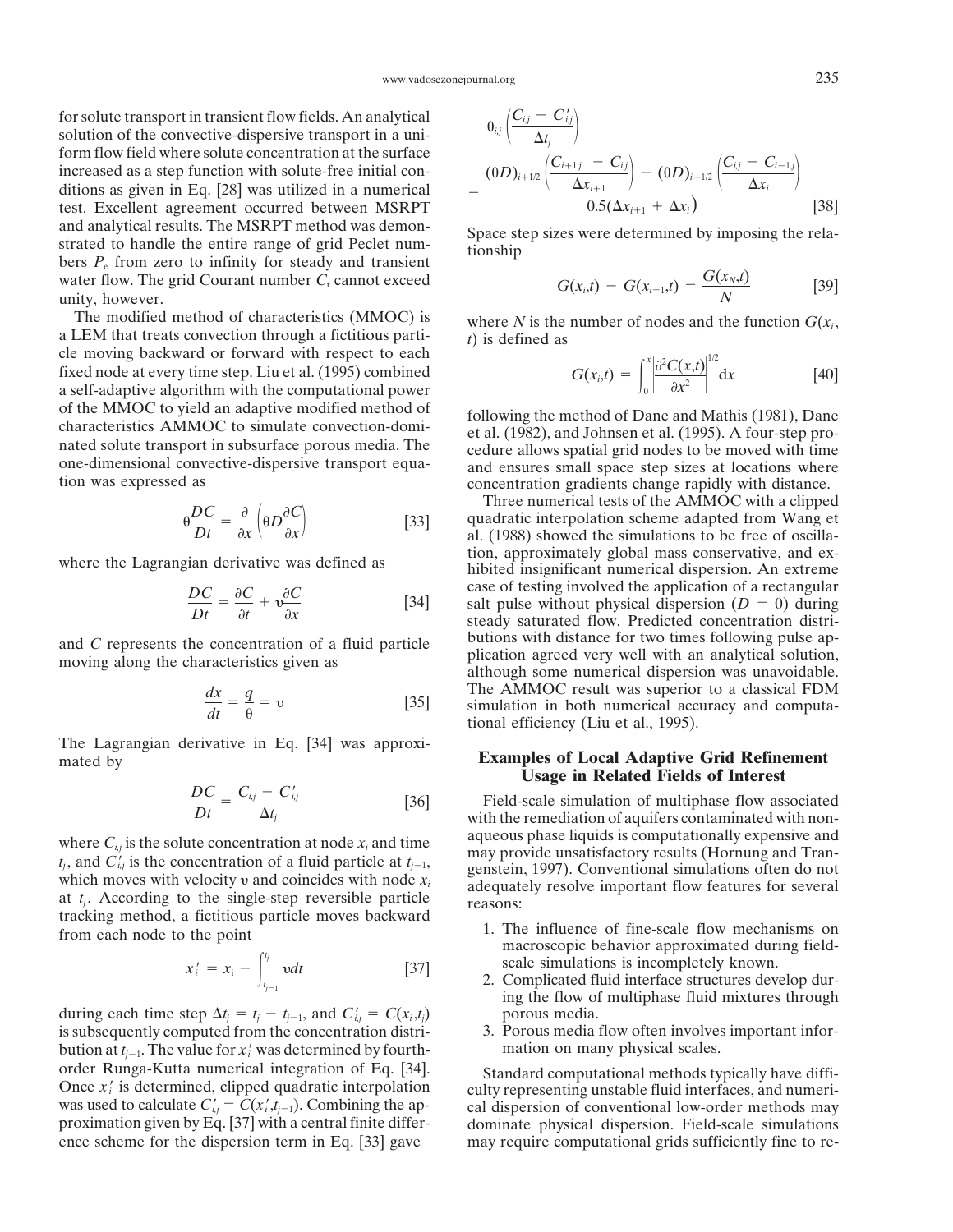for solute transport in transient flow fields. An analytical solution of the convective-dispersive transport in a uniform flow field where solute concentration at the surface increased as a step function with solute-free initial conditions as given in Eq. [28] was utilized in a numerical test. Excellent agreement occurred between MSRPT and analytical results. The MSRPT method was demonstrated to handle the entire range of grid Peclet numbers $P_e$ from zero to infinity for steady and transient water flow. The grid Courant number $C_r$ cannot exceed unity, however.

The modified method of characteristics (MMOC) is a LEM that treats convection through a fictitious particle moving backward or forward with respect to each fixed node at every time step. Liu et al. (1995) combined a self-adaptive algorithm with the computational power of the MMOC to yield an adaptive modified method of characteristics AMMOC to simulate convection-dominated solute transport in subsurface porous media. The one-dimensional convective-dispersive transport equation was expressed as

$$\theta \frac{DC}{Dt} = \frac{\partial}{\partial x}\left(\theta D \frac{\partial C}{\partial x}\right) \qquad [33]$$

where the Lagrangian derivative was defined as

$$\frac{DC}{Dt} = \frac{\partial C}{\partial t} + \upsilon \frac{\partial C}{\partial x} \qquad [34]$$

and $C$ represents the concentration of a fluid particle moving along the characteristics given as

$$\frac{dx}{dt} = \frac{q}{\theta} = \upsilon \qquad [35]$$

The Lagrangian derivative in Eq. [34] was approximated by

$$\frac{DC}{Dt} = \frac{C_{i,j} - C'_{i,j}}{\Delta t_j} \qquad [36]$$

where $C_{i,j}$ is the solute concentration at node $x_i$ and time $t_j$, and $C'_{i,j}$ is the concentration of a fluid particle at $t_{j-1}$, which moves with velocity $\upsilon$ and coincides with node $x_i$ at $t_j$. According to the single-step reversible particle tracking method, a fictitious particle moves backward from each node to the point

$$x'_i = x_i - \int_{t_{j-1}}^{t_j} \upsilon dt \qquad [37]$$

during each time step $\Delta t_j = t_j - t_{j-1}$, and $C'_{i,j} = C(x_i,t_j)$ is subsequently computed from the concentration distribution at $t_{j-1}$. The value for $x'_i$ was determined by fourth-order Runga-Kutta numerical integration of Eq. [34]. Once $x'_i$ is determined, clipped quadratic interpolation was used to calculate $C'_{i,j} = C(x'_i,t_{j-1})$. Combining the approximation given by Eq. [37] with a central finite difference scheme for the dispersion term in Eq. [33] gave

$$\theta_{i,j}\left(\frac{C_{i,j} - C'_{i,j}}{\Delta t_j}\right) = \frac{(\theta D)_{i+1/2}\left(\frac{C_{i+1,j} - C_{i,j}}{\Delta x_{i+1}}\right) - (\theta D)_{i-1/2}\left(\frac{C_{i,j} - C_{i-1,j}}{\Delta x_i}\right)}{0.5(\Delta x_{i+1} + \Delta x_i)} \qquad [38]$$

Space step sizes were determined by imposing the relationship

$$G(x_i,t) - G(x_{i-1},t) = \frac{G(x_N,t)}{N} \qquad [39]$$

where $N$ is the number of nodes and the function $G(x_i, t)$ is defined as

$$G(x_i,t) = \int_0^x \left|\frac{\partial^2 C(x,t)}{\partial x^2}\right|^{1/2} dx \qquad [40]$$

following the method of Dane and Mathis (1981), Dane et al. (1982), and Johnsen et al. (1995). A four-step procedure allows spatial grid nodes to be moved with time and ensures small space step sizes at locations where concentration gradients change rapidly with distance.

Three numerical tests of the AMMOC with a clipped quadratic interpolation scheme adapted from Wang et al. (1988) showed the simulations to be free of oscillation, approximately global mass conservative, and exhibited insignificant numerical dispersion. An extreme case of testing involved the application of a rectangular salt pulse without physical dispersion ($D = 0$) during steady saturated flow. Predicted concentration distributions with distance for two times following pulse application agreed very well with an analytical solution, although some numerical dispersion was unavoidable. The AMMOC result was superior to a classical FDM simulation in both numerical accuracy and computational efficiency (Liu et al., 1995).

## Examples of Local Adaptive Grid Refinement Usage in Related Fields of Interest

Field-scale simulation of multiphase flow associated with the remediation of aquifers contaminated with nonaqueous phase liquids is computationally expensive and may provide unsatisfactory results (Hornung and Trangenstein, 1997). Conventional simulations often do not adequately resolve important flow features for several reasons:

1. The influence of fine-scale flow mechanisms on macroscopic behavior approximated during field-scale simulations is incompletely known.
2. Complicated fluid interface structures develop during the flow of multiphase fluid mixtures through porous media.
3. Porous media flow often involves important information on many physical scales.

Standard computational methods typically have difficulty representing unstable fluid interfaces, and numerical dispersion of conventional low-order methods may dominate physical dispersion. Field-scale simulations may require computational grids sufficiently fine to re-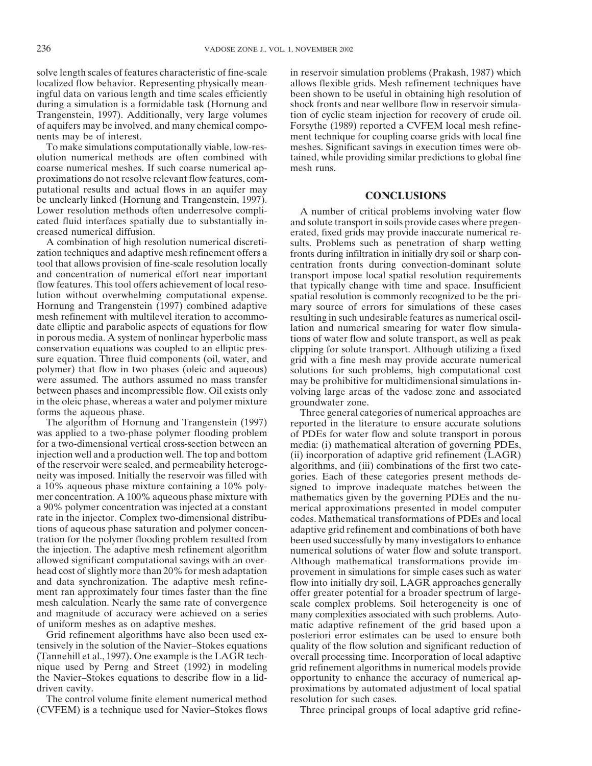solve length scales of features characteristic of fine-scale localized flow behavior. Representing physically meaningful data on various length and time scales efficiently during a simulation is a formidable task (Hornung and Trangenstein, 1997). Additionally, very large volumes of aquifers may be involved, and many chemical components may be of interest.

To make simulations computationally viable, low-resolution numerical methods are often combined with coarse numerical meshes. If such coarse numerical approximations do not resolve relevant flow features, computational results and actual flows in an aquifer may be unclearly linked (Hornung and Trangenstein, 1997). Lower resolution methods often underresolve complicated fluid interfaces spatially due to substantially increased numerical diffusion.

A combination of high resolution numerical discretization techniques and adaptive mesh refinement offers a tool that allows provision of fine-scale resolution locally and concentration of numerical effort near important flow features. This tool offers achievement of local resolution without overwhelming computational expense. Hornung and Trangenstein (1997) combined adaptive mesh refinement with multilevel iteration to accommodate elliptic and parabolic aspects of equations for flow in porous media. A system of nonlinear hyperbolic mass conservation equations was coupled to an elliptic pressure equation. Three fluid components (oil, water, and polymer) that flow in two phases (oleic and aqueous) were assumed. The authors assumed no mass transfer between phases and incompressible flow. Oil exists only in the oleic phase, whereas a water and polymer mixture forms the aqueous phase.

The algorithm of Hornung and Trangenstein (1997) was applied to a two-phase polymer flooding problem for a two-dimensional vertical cross-section between an injection well and a production well. The top and bottom of the reservoir were sealed, and permeability heterogeneity was imposed. Initially the reservoir was filled with a 10% aqueous phase mixture containing a 10% polymer concentration. A 100% aqueous phase mixture with a 90% polymer concentration was injected at a constant rate in the injector. Complex two-dimensional distributions of aqueous phase saturation and polymer concentration for the polymer flooding problem resulted from the injection. The adaptive mesh refinement algorithm allowed significant computational savings with an overhead cost of slightly more than 20% for mesh adaptation and data synchronization. The adaptive mesh refinement ran approximately four times faster than the fine mesh calculation. Nearly the same rate of convergence and magnitude of accuracy were achieved on a series of uniform meshes as on adaptive meshes.

Grid refinement algorithms have also been used extensively in the solution of the Navier–Stokes equations (Tannehill et al., 1997). One example is the LAGR technique used by Perng and Street (1992) in modeling the Navier–Stokes equations to describe flow in a lid-driven cavity.

The control volume finite element numerical method (CVFEM) is a technique used for Navier–Stokes flows in reservoir simulation problems (Prakash, 1987) which allows flexible grids. Mesh refinement techniques have been shown to be useful in obtaining high resolution of shock fronts and near wellbore flow in reservoir simulation of cyclic steam injection for recovery of crude oil. Forsythe (1989) reported a CVFEM local mesh refinement technique for coupling coarse grids with local fine meshes. Significant savings in execution times were obtained, while providing similar predictions to global fine mesh runs.

## CONCLUSIONS

A number of critical problems involving water flow and solute transport in soils provide cases where pregenerated, fixed grids may provide inaccurate numerical results. Problems such as penetration of sharp wetting fronts during infiltration in initially dry soil or sharp concentration fronts during convection-dominant solute transport impose local spatial resolution requirements that typically change with time and space. Insufficient spatial resolution is commonly recognized to be the primary source of errors for simulations of these cases resulting in such undesirable features as numerical oscillation and numerical smearing for water flow simulations of water flow and solute transport, as well as peak clipping for solute transport. Although utilizing a fixed grid with a fine mesh may provide accurate numerical solutions for such problems, high computational cost may be prohibitive for multidimensional simulations involving large areas of the vadose zone and associated groundwater zone.

Three general categories of numerical approaches are reported in the literature to ensure accurate solutions of PDEs for water flow and solute transport in porous media: (i) mathematical alteration of governing PDEs, (ii) incorporation of adaptive grid refinement (LAGR) algorithms, and (iii) combinations of the first two categories. Each of these categories present methods designed to improve inadequate matches between the mathematics given by the governing PDEs and the numerical approximations presented in model computer codes. Mathematical transformations of PDEs and local adaptive grid refinement and combinations of both have been used successfully by many investigators to enhance numerical solutions of water flow and solute transport. Although mathematical transformations provide improvement in simulations for simple cases such as water flow into initially dry soil, LAGR approaches generally offer greater potential for a broader spectrum of large-scale complex problems. Soil heterogeneity is one of many complexities associated with such problems. Automatic adaptive refinement of the grid based upon a posteriori error estimates can be used to ensure both quality of the flow solution and significant reduction of overall processing time. Incorporation of local adaptive grid refinement algorithms in numerical models provide opportunity to enhance the accuracy of numerical approximations by automated adjustment of local spatial resolution for such cases.

Three principal groups of local adaptive grid refine-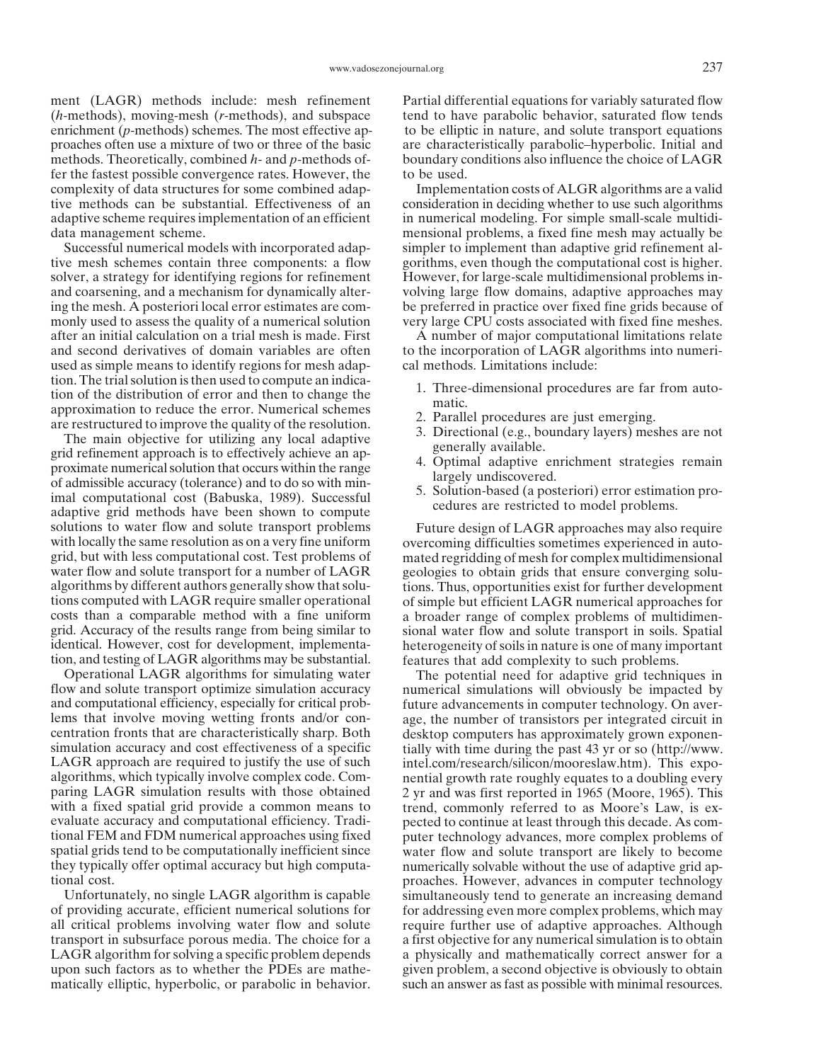ment (LAGR) methods include: mesh refinement (*h*-methods), moving-mesh (*r*-methods), and subspace enrichment (*p*-methods) schemes. The most effective approaches often use a mixture of two or three of the basic methods. Theoretically, combined *h*- and *p*-methods offer the fastest possible convergence rates. However, the complexity of data structures for some combined adaptive methods can be substantial. Effectiveness of an adaptive scheme requires implementation of an efficient data management scheme.

Successful numerical models with incorporated adaptive mesh schemes contain three components: a flow solver, a strategy for identifying regions for refinement and coarsening, and a mechanism for dynamically altering the mesh. A posteriori local error estimates are commonly used to assess the quality of a numerical solution after an initial calculation on a trial mesh is made. First and second derivatives of domain variables are often used as simple means to identify regions for mesh adaptation. The trial solution is then used to compute an indication of the distribution of error and then to change the approximation to reduce the error. Numerical schemes are restructured to improve the quality of the resolution.

The main objective for utilizing any local adaptive grid refinement approach is to effectively achieve an approximate numerical solution that occurs within the range of admissible accuracy (tolerance) and to do so with minimal computational cost (Babuska, 1989). Successful adaptive grid methods have been shown to compute solutions to water flow and solute transport problems with locally the same resolution as on a very fine uniform grid, but with less computational cost. Test problems of water flow and solute transport for a number of LAGR algorithms by different authors generally show that solutions computed with LAGR require smaller operational costs than a comparable method with a fine uniform grid. Accuracy of the results range from being similar to identical. However, cost for development, implementation, and testing of LAGR algorithms may be substantial.

Operational LAGR algorithms for simulating water flow and solute transport optimize simulation accuracy and computational efficiency, especially for critical problems that involve moving wetting fronts and/or concentration fronts that are characteristically sharp. Both simulation accuracy and cost effectiveness of a specific LAGR approach are required to justify the use of such algorithms, which typically involve complex code. Comparing LAGR simulation results with those obtained with a fixed spatial grid provide a common means to evaluate accuracy and computational efficiency. Traditional FEM and FDM numerical approaches using fixed spatial grids tend to be computationally inefficient since they typically offer optimal accuracy but high computational cost.

Unfortunately, no single LAGR algorithm is capable of providing accurate, efficient numerical solutions for all critical problems involving water flow and solute transport in subsurface porous media. The choice for a LAGR algorithm for solving a specific problem depends upon such factors as to whether the PDEs are mathematically elliptic, hyperbolic, or parabolic in behavior. Partial differential equations for variably saturated flow tend to have parabolic behavior, saturated flow tends to be elliptic in nature, and solute transport equations are characteristically parabolic–hyperbolic. Initial and boundary conditions also influence the choice of LAGR to be used.

Implementation costs of ALGR algorithms are a valid consideration in deciding whether to use such algorithms in numerical modeling. For simple small-scale multidimensional problems, a fixed fine mesh may actually be simpler to implement than adaptive grid refinement algorithms, even though the computational cost is higher. However, for large-scale multidimensional problems involving large flow domains, adaptive approaches may be preferred in practice over fixed fine grids because of very large CPU costs associated with fixed fine meshes.

A number of major computational limitations relate to the incorporation of LAGR algorithms into numerical methods. Limitations include:

1. Three-dimensional procedures are far from automatic.
2. Parallel procedures are just emerging.
3. Directional (e.g., boundary layers) meshes are not generally available.
4. Optimal adaptive enrichment strategies remain largely undiscovered.
5. Solution-based (a posteriori) error estimation procedures are restricted to model problems.

Future design of LAGR approaches may also require overcoming difficulties sometimes experienced in automated regridding of mesh for complex multidimensional geologies to obtain grids that ensure converging solutions. Thus, opportunities exist for further development of simple but efficient LAGR numerical approaches for a broader range of complex problems of multidimensional water flow and solute transport in soils. Spatial heterogeneity of soils in nature is one of many important features that add complexity to such problems.

The potential need for adaptive grid techniques in numerical simulations will obviously be impacted by future advancements in computer technology. On average, the number of transistors per integrated circuit in desktop computers has approximately grown exponentially with time during the past 43 yr or so (http://www.intel.com/research/silicon/mooreslaw.htm). This exponential growth rate roughly equates to a doubling every 2 yr and was first reported in 1965 (Moore, 1965). This trend, commonly referred to as Moore's Law, is expected to continue at least through this decade. As computer technology advances, more complex problems of water flow and solute transport are likely to become numerically solvable without the use of adaptive grid approaches. However, advances in computer technology simultaneously tend to generate an increasing demand for addressing even more complex problems, which may require further use of adaptive approaches. Although a first objective for any numerical simulation is to obtain a physically and mathematically correct answer for a given problem, a second objective is obviously to obtain such an answer as fast as possible with minimal resources.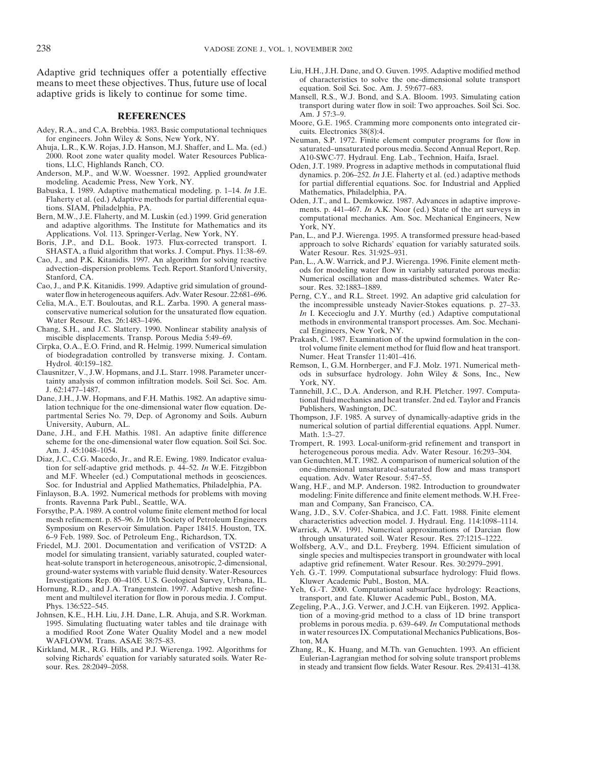Adaptive grid techniques offer a potentially effective means to meet these objectives. Thus, future use of local adaptive grids is likely to continue for some time.

## REFERENCES

Adey, R.A., and C.A. Brebbia. 1983. Basic computational techniques for engineers. John Wiley & Sons, New York, NY.

Ahuja, L.R., K.W. Rojas, J.D. Hanson, M.J. Shaffer, and L. Ma. (ed.) 2000. Root zone water quality model. Water Resources Publications, LLC, Highlands Ranch, CO.

Anderson, M.P., and W.W. Woessner. 1992. Applied groundwater modeling. Academic Press, New York, NY.

Babuska, I. 1989. Adaptive mathematical modeling. p. 1–14. *In* J.E. Flaherty et al. (ed.) Adaptive methods for partial differential equations. SIAM, Philadelphia, PA.

Bern, M.W., J.E. Flaherty, and M. Luskin (ed.) 1999. Grid generation and adaptive algorithms. The Institute for Mathematics and its Applications. Vol. 113. Springer-Verlag, New York, NY.

Boris, J.P., and D.L. Book. 1973. Flux-corrected transport. I. SHASTA, a fluid algorithm that works. J. Comput. Phys. 11:38–69.

Cao, J., and P.K. Kitanidis. 1997. An algorithm for solving reactive advection–dispersion problems. Tech. Report. Stanford University, Stanford, CA.

Cao, J., and P.K. Kitanidis. 1999. Adaptive grid simulation of groundwater flow in heterogeneous aquifers. Adv. Water Resour. 22:681–696.

Celia, M.A., E.T. Bouloutas, and R.L. Zarba. 1990. A general mass-conservative numerical solution for the unsaturated flow equation. Water Resour. Res. 26:1483–1496.

Chang, S.H., and J.C. Slattery. 1990. Nonlinear stability analysis of miscible displacements. Transp. Porous Media 5:49–69.

Cirpka, O.A., E.O. Frind, and R. Helmig. 1999. Numerical simulation of biodegradation controlled by transverse mixing. J. Contam. Hydrol. 40:159–182.

Clausnitzer, V., J.W. Hopmans, and J.L. Starr. 1998. Parameter uncertainty analysis of common infiltration models. Soil Sci. Soc. Am. J. 62:1477–1487.

Dane, J.H., J.W. Hopmans, and F.H. Mathis. 1982. An adaptive simulation technique for the one-dimensional water flow equation. Departmental Series No. 79, Dep. of Agronomy and Soils. Auburn University, Auburn, AL.

Dane, J.H., and F.H. Mathis. 1981. An adaptive finite difference scheme for the one-dimensional water flow equation. Soil Sci. Soc. Am. J. 45:1048–1054.

Diaz, J.C., C.G. Macedo, Jr., and R.E. Ewing. 1989. Indicator evaluation for self-adaptive grid methods. p. 44–52. *In* W.E. Fitzgibbon and M.F. Wheeler (ed.) Computational methods in geosciences. Soc. for Industrial and Applied Mathematics, Philadelphia, PA.

Finlayson, B.A. 1992. Numerical methods for problems with moving fronts. Ravenna Park Publ., Seattle, WA.

Forsythe, P.A. 1989. A control volume finite element method for local mesh refinement. p. 85–96. *In* 10th Society of Petroleum Engineers Symposium on Reservoir Simulation. Paper 18415. Houston, TX. 6–9 Feb. 1989. Soc. of Petroleum Eng., Richardson, TX.

Friedel, M.J. 2001. Documentation and verification of VST2D: A model for simulating transient, variably saturated, coupled water-heat-solute transport in heterogeneous, anisotropic, 2-dimensional, ground-water systems with variable fluid density. Water-Resources Investigations Rep. 00–4105. U.S. Geological Survey, Urbana, IL.

Hornung, R.D., and J.A. Trangenstein. 1997. Adaptive mesh refinement and multilevel iteration for flow in porous media. J. Comput. Phys. 136:522–545.

Johnsen, K.E., H.H. Liu, J.H. Dane, L.R. Ahuja, and S.R. Workman. 1995. Simulating fluctuating water tables and tile drainage with a modified Root Zone Water Quality Model and a new model WAFLOWM. Trans. ASAE 38:75–83.

Kirkland, M.R., R.G. Hills, and P.J. Wierenga. 1992. Algorithms for solving Richards' equation for variably saturated soils. Water Resour. Res. 28:2049–2058.

Liu, H.H., J.H. Dane, and O. Guven. 1995. Adaptive modified method of characteristics to solve the one-dimensional solute transport equation. Soil Sci. Soc. Am. J. 59:677–683.

Mansell, R.S., W.J. Bond, and S.A. Bloom. 1993. Simulating cation transport during water flow in soil: Two approaches. Soil Sci. Soc. Am. J 57:3–9.

Moore, G.E. 1965. Cramming more components onto integrated circuits. Electronics 38(8):4.

Neuman, S.P. 1972. Finite element computer programs for flow in saturated–unsaturated porous media. Second Annual Report, Rep. A10-SWC-77. Hydraul. Eng. Lab., Technion, Haifa, Israel.

Oden, J.T. 1989. Progress in adaptive methods in computational fluid dynamics. p. 206–252. *In* J.E. Flaherty et al. (ed.) adaptive methods for partial differential equations. Soc. for Industrial and Applied Mathematics, Philadelphia, PA.

Oden, J.T., and L. Demkowicz. 1987. Advances in adaptive improvements. p. 441–467. *In* A.K. Noor (ed.) State of the art surveys in computational mechanics. Am. Soc. Mechanical Engineers, New York, NY.

Pan, L., and P.J. Wierenga. 1995. A transformed pressure head-based approach to solve Richards' equation for variably saturated soils. Water Resour. Res. 31:925–931.

Pan, L., A.W. Warrick, and P.J. Wierenga. 1996. Finite element methods for modeling water flow in variably saturated porous media: Numerical oscillation and mass-distributed schemes. Water Resour. Res. 32:1883–1889.

Perng, C.Y., and R.L. Street. 1992. An adaptive grid calculation for the incompressible unsteady Navier-Stokes equations. p. 27–33. *In* I. Kececioglu and J.Y. Murthy (ed.) Adaptive computational methods in environmental transport processes. Am. Soc. Mechanical Engineers, New York, NY.

Prakash, C. 1987. Examination of the upwind formulation in the control volume finite element method for fluid flow and heat transport. Numer. Heat Transfer 11:401–416.

Remson, I., G.M. Hornberger, and F.J. Molz. 1971. Numerical methods in subsurface hydrology. John Wiley & Sons, Inc., New York, NY.

Tannehill, J.C., D.A. Anderson, and R.H. Pletcher. 1997. Computational fluid mechanics and heat transfer. 2nd ed. Taylor and Francis Publishers, Washington, DC.

Thompson, J.F. 1985. A survey of dynamically-adaptive grids in the numerical solution of partial differential equations. Appl. Numer. Math. 1:3–27.

Trompert, R. 1993. Local-uniform-grid refinement and transport in heterogeneous porous media. Adv. Water Resour. 16:293–304.

van Genuchten, M.T. 1982. A comparison of numerical solution of the one-dimensional unsaturated-saturated flow and mass transport equation. Adv. Water Resour. 5:47–55.

Wang, H.F., and M.P. Anderson. 1982. Introduction to groundwater modeling: Finite difference and finite element methods. W.H. Freeman and Company, San Francisco, CA.

Wang, J.D., S.V. Cofer-Shabica, and J.C. Fatt. 1988. Finite element characteristics advection model. J. Hydraul. Eng. 114:1098–1114.

Warrick, A.W. 1991. Numerical approximations of Darcian flow through unsaturated soil. Water Resour. Res. 27:1215–1222.

Wolfsberg, A.V., and D.L. Freyberg. 1994. Efficient simulation of single species and multispecies transport in groundwater with local adaptive grid refinement. Water Resour. Res. 30:2979–2991.

Yeh, G.-T. 1999. Computational subsurface hydrology: Fluid flows. Kluwer Academic Publ., Boston, MA.

Yeh, G.-T. 2000. Computational subsurface hydrology: Reactions, transport, and fate. Kluwer Academic Publ., Boston, MA.

Zegeling, P.A., J.G. Verwer, and J.C.H. van Eijkeren. 1992. Application of a moving-grid method to a class of 1D brine transport problems in porous media. p. 639–649. *In* Computational methods in water resources IX. Computational Mechanics Publications, Boston, MA

Zhang, R., K. Huang, and M.Th. van Genuchten. 1993. An efficient Eulerian-Lagrangian method for solving solute transport problems in steady and transient flow fields. Water Resour. Res. 29:4131–4138.